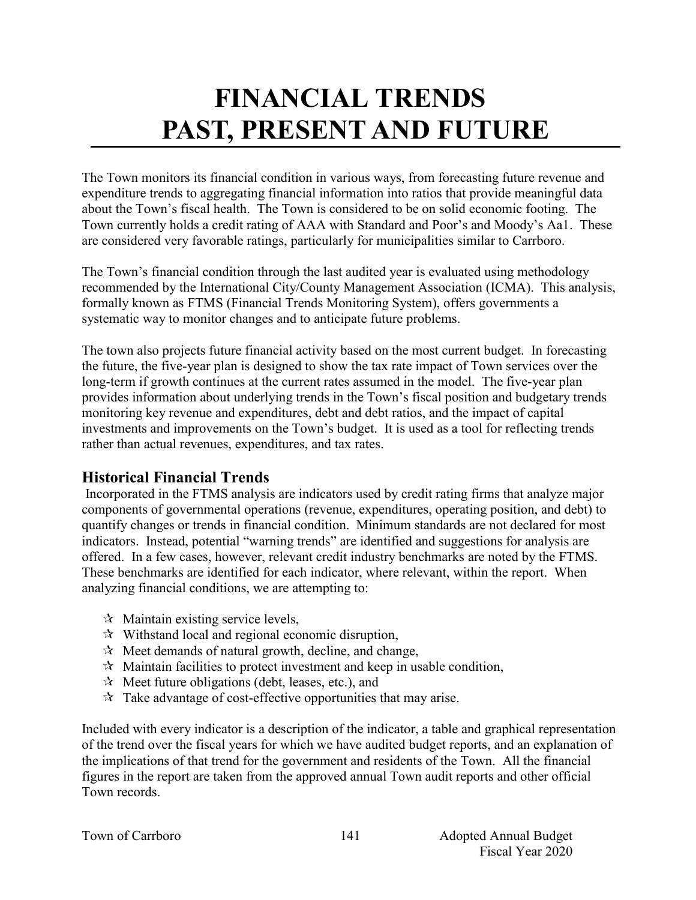# FINANCIAL TRENDS PAST, PRESENT AND FUTURE

The Town monitors its financial condition in various ways, from forecasting future revenue and expenditure trends to aggregating financial information into ratios that provide meaningful data about the Town's fiscal health. The Town is considered to be on solid economic footing. The Town currently holds a credit rating of AAA with Standard and Poor's and Moody's Aa1. These are considered very favorable ratings, particularly for municipalities similar to Carrboro.

The Town's financial condition through the last audited year is evaluated using methodology recommended by the International City/County Management Association (ICMA). This analysis, formally known as FTMS (Financial Trends Monitoring System), offers governments a systematic way to monitor changes and to anticipate future problems.

The town also projects future financial activity based on the most current budget. In forecasting the future, the five-year plan is designed to show the tax rate impact of Town services over the long-term if growth continues at the current rates assumed in the model. The five-year plan provides information about underlying trends in the Town's fiscal position and budgetary trends monitoring key revenue and expenditures, debt and debt ratios, and the impact of capital investments and improvements on the Town's budget. It is used as a tool for reflecting trends rather than actual revenues, expenditures, and tax rates.

## Historical Financial Trends

Incorporated in the FTMS analysis are indicators used by credit rating firms that analyze major components of governmental operations (revenue, expenditures, operating position, and debt) to quantify changes or trends in financial condition. Minimum standards are not declared for most indicators. Instead, potential "warning trends" are identified and suggestions for analysis are offered. In a few cases, however, relevant credit industry benchmarks are noted by the FTMS. These benchmarks are identified for each indicator, where relevant, within the report. When analyzing financial conditions, we are attempting to:

- Maintain existing service levels,
- Withstand local and regional economic disruption,
- Meet demands of natural growth, decline, and change,
- Maintain facilities to protect investment and keep in usable condition,
- Meet future obligations (debt, leases, etc.), and
- Take advantage of cost-effective opportunities that may arise.

Included with every indicator is a description of the indicator, a table and graphical representation of the trend over the fiscal years for which we have audited budget reports, and an explanation of the implications of that trend for the government and residents of the Town. All the financial figures in the report are taken from the approved annual Town audit reports and other official Town records.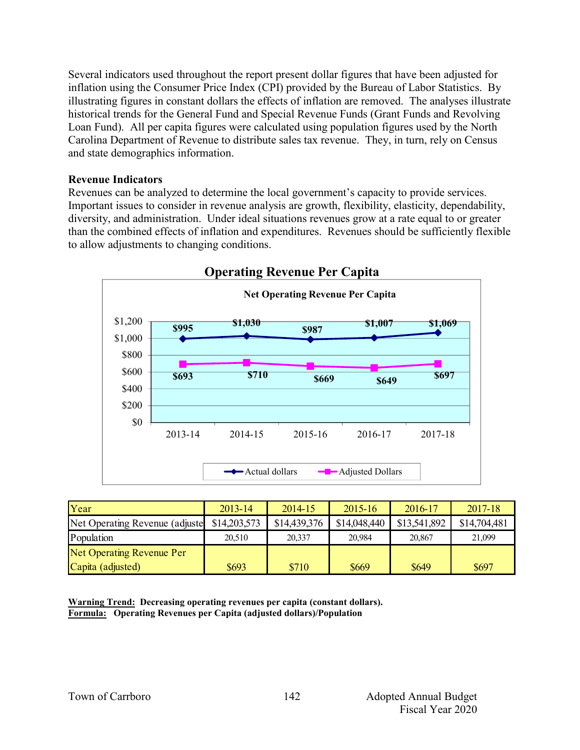Several indicators used throughout the report present dollar figures that have been adjusted for inflation using the Consumer Price Index (CPI) provided by the Bureau of Labor Statistics. By illustrating figures in constant dollars the effects of inflation are removed. The analyses illustrate historical trends for the General Fund and Special Revenue Funds (Grant Funds and Revolving Loan Fund). All per capita figures were calculated using population figures used by the North Carolina Department of Revenue to distribute sales tax revenue. They, in turn, rely on Census and state demographics information.

**Revenue Indicators**

Revenues can be analyzed to determine the local government's capacity to provide services. Important issues to consider in revenue analysis are growth, flexibility, elasticity, dependability, diversity, and administration. Under ideal situations revenues grow at a rate equal to or greater than the combined effects of inflation and expenditures. Revenues should be sufficiently flexible to allow adjustments to changing conditions.

## Operating Revenue Per Capita

**Net Operating Revenue Per Capita**

| | 2013-14 | 2014-15 | 2015-16 | 2016-17 | 2017-18 |
|---|---|---|---|---|---|
| Actual dollars | $995 | $1,030 | $987 | $1,007 | $1,069 |
| Adjusted Dollars | $693 | $710 | $669 | $649 | $697 |

| Year | 2013-14 | 2014-15 | 2015-16 | 2016-17 | 2017-18 |
|---|---|---|---|---|---|
| Net Operating Revenue (adjuste | $14,203,573 | $14,439,376 | $14,048,440 | $13,541,892 | $14,704,481 |
| Population | 20,510 | 20,337 | 20,984 | 20,867 | 21,099 |
| Net Operating Revenue Per Capita (adjusted) | $693 | $710 | $669 | $649 | $697 |

**Warning Trend:** **Decreasing operating revenues per capita (constant dollars).**
**Formula:** **Operating Revenues per Capita (adjusted dollars)/Population**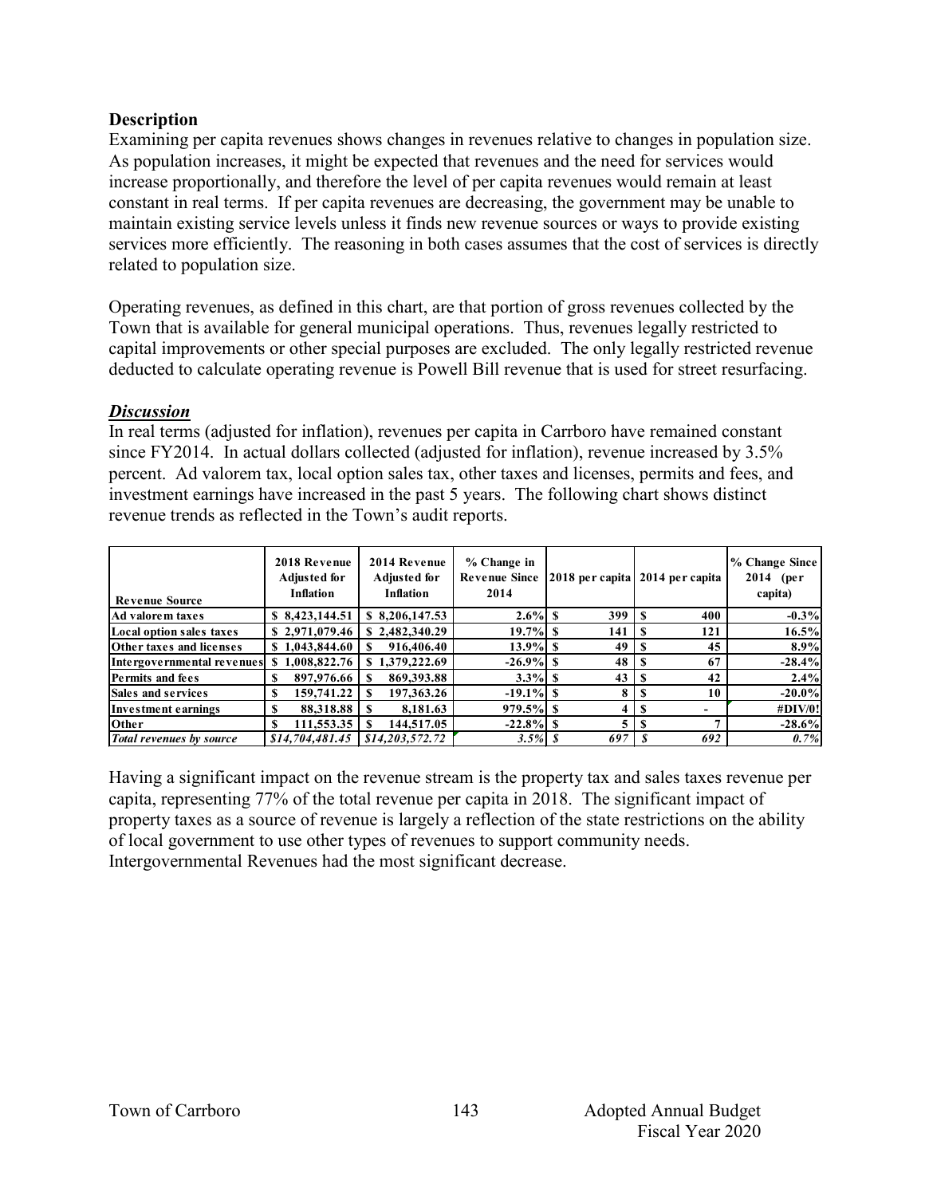**Description**

Examining per capita revenues shows changes in revenues relative to changes in population size. As population increases, it might be expected that revenues and the need for services would increase proportionally, and therefore the level of per capita revenues would remain at least constant in real terms. If per capita revenues are decreasing, the government may be unable to maintain existing service levels unless it finds new revenue sources or ways to provide existing services more efficiently. The reasoning in both cases assumes that the cost of services is directly related to population size.

Operating revenues, as defined in this chart, are that portion of gross revenues collected by the Town that is available for general municipal operations. Thus, revenues legally restricted to capital improvements or other special purposes are excluded. The only legally restricted revenue deducted to calculate operating revenue is Powell Bill revenue that is used for street resurfacing.

***Discussion***

In real terms (adjusted for inflation), revenues per capita in Carrboro have remained constant since FY2014. In actual dollars collected (adjusted for inflation), revenue increased by 3.5% percent. Ad valorem tax, local option sales tax, other taxes and licenses, permits and fees, and investment earnings have increased in the past 5 years. The following chart shows distinct revenue trends as reflected in the Town's audit reports.

| Revenue Source | 2018 Revenue Adjusted for Inflation | 2014 Revenue Adjusted for Inflation | % Change in Revenue Since 2014 | 2018 per capita | 2014 per capita | % Change Since 2014 (per capita) |
|---|---|---|---|---|---|---|
| **Ad valorem taxes** | $ 8,423,144.51 | $ 8,206,147.53 | 2.6% | $ 399 | $ 400 | -0.3% |
| **Local option sales taxes** | $ 2,971,079.46 | $ 2,482,340.29 | 19.7% | $ 141 | $ 121 | 16.5% |
| **Other taxes and licenses** | $ 1,043,844.60 | $ 916,406.40 | 13.9% | $ 49 | $ 45 | 8.9% |
| **Intergovernmental revenues** | $ 1,008,822.76 | $ 1,379,222.69 | -26.9% | $ 48 | $ 67 | -28.4% |
| **Permits and fees** | $ 897,976.66 | $ 869,393.88 | 3.3% | $ 43 | $ 42 | 2.4% |
| **Sales and services** | $ 159,741.22 | $ 197,363.26 | -19.1% | $ 8 | $ 10 | -20.0% |
| **Investment earnings** | $ 88,318.88 | $ 8,181.63 | 979.5% | $ 4 | $ - | #DIV/0! |
| **Other** | $ 111,553.35 | $ 144,517.05 | -22.8% | $ 5 | $ 7 | -28.6% |
| ***Total revenues by source*** | *$14,704,481.45* | *$14,203,572.72* | *3.5%* | *$ 697* | *$ 692* | *0.7%* |

Having a significant impact on the revenue stream is the property tax and sales taxes revenue per capita, representing 77% of the total revenue per capita in 2018. The significant impact of property taxes as a source of revenue is largely a reflection of the state restrictions on the ability of local government to use other types of revenues to support community needs. Intergovernmental Revenues had the most significant decrease.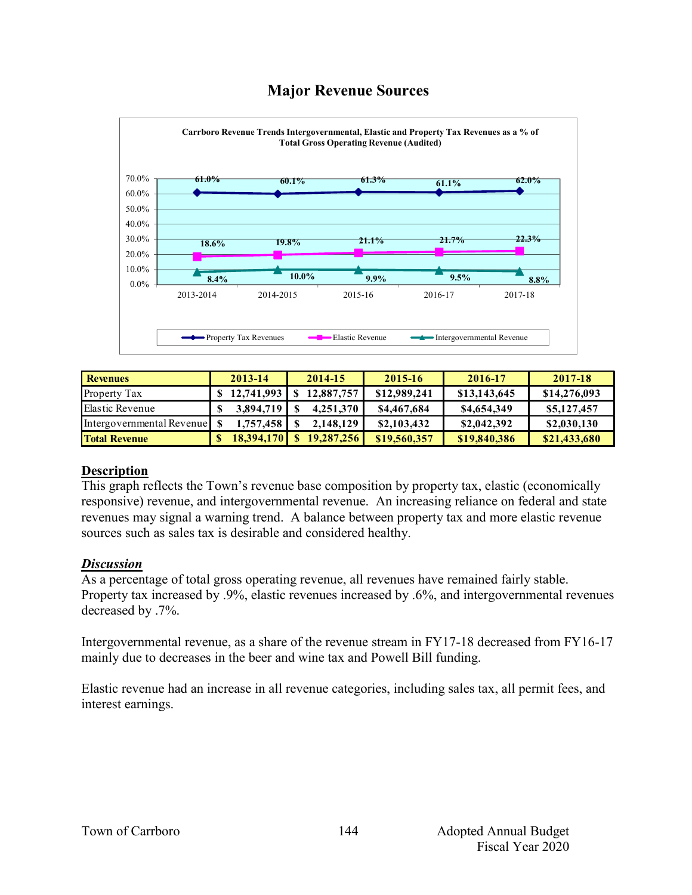# Major Revenue Sources

**Carrboro Revenue Trends Intergovernmental, Elastic and Property Tax Revenues as a % of Total Gross Operating Revenue (Audited)**

| | 2013-2014 | 2014-2015 | 2015-16 | 2016-17 | 2017-18 |
|---|---|---|---|---|---|
| Property Tax Revenues | 61.0% | 60.1% | 61.3% | 61.1% | 62.0% |
| Elastic Revenue | 18.6% | 19.8% | 21.1% | 21.7% | 22.3% |
| Intergovernmental Revenue | 8.4% | 10.0% | 9.9% | 9.5% | 8.8% |

| Revenues | 2013-14 | 2014-15 | 2015-16 | 2016-17 | 2017-18 |
|---|---|---|---|---|---|
| Property Tax | $ 12,741,993 | $ 12,887,757 | $12,989,241 | $13,143,645 | $14,276,093 |
| Elastic Revenue | $ 3,894,719 | $ 4,251,370 | $4,467,684 | $4,654,349 | $5,127,457 |
| Intergovernmental Revenue | $ 1,757,458 | $ 2,148,129 | $2,103,432 | $2,042,392 | $2,030,130 |
| **Total Revenue** | **$ 18,394,170** | **$ 19,287,256** | **$19,560,357** | **$19,840,386** | **$21,433,680** |

## Description

This graph reflects the Town's revenue base composition by property tax, elastic (economically responsive) revenue, and intergovernmental revenue. An increasing reliance on federal and state revenues may signal a warning trend. A balance between property tax and more elastic revenue sources such as sales tax is desirable and considered healthy.

## *Discussion*

As a percentage of total gross operating revenue, all revenues have remained fairly stable. Property tax increased by .9%, elastic revenues increased by .6%, and intergovernmental revenues decreased by .7%.

Intergovernmental revenue, as a share of the revenue stream in FY17-18 decreased from FY16-17 mainly due to decreases in the beer and wine tax and Powell Bill funding.

Elastic revenue had an increase in all revenue categories, including sales tax, all permit fees, and interest earnings.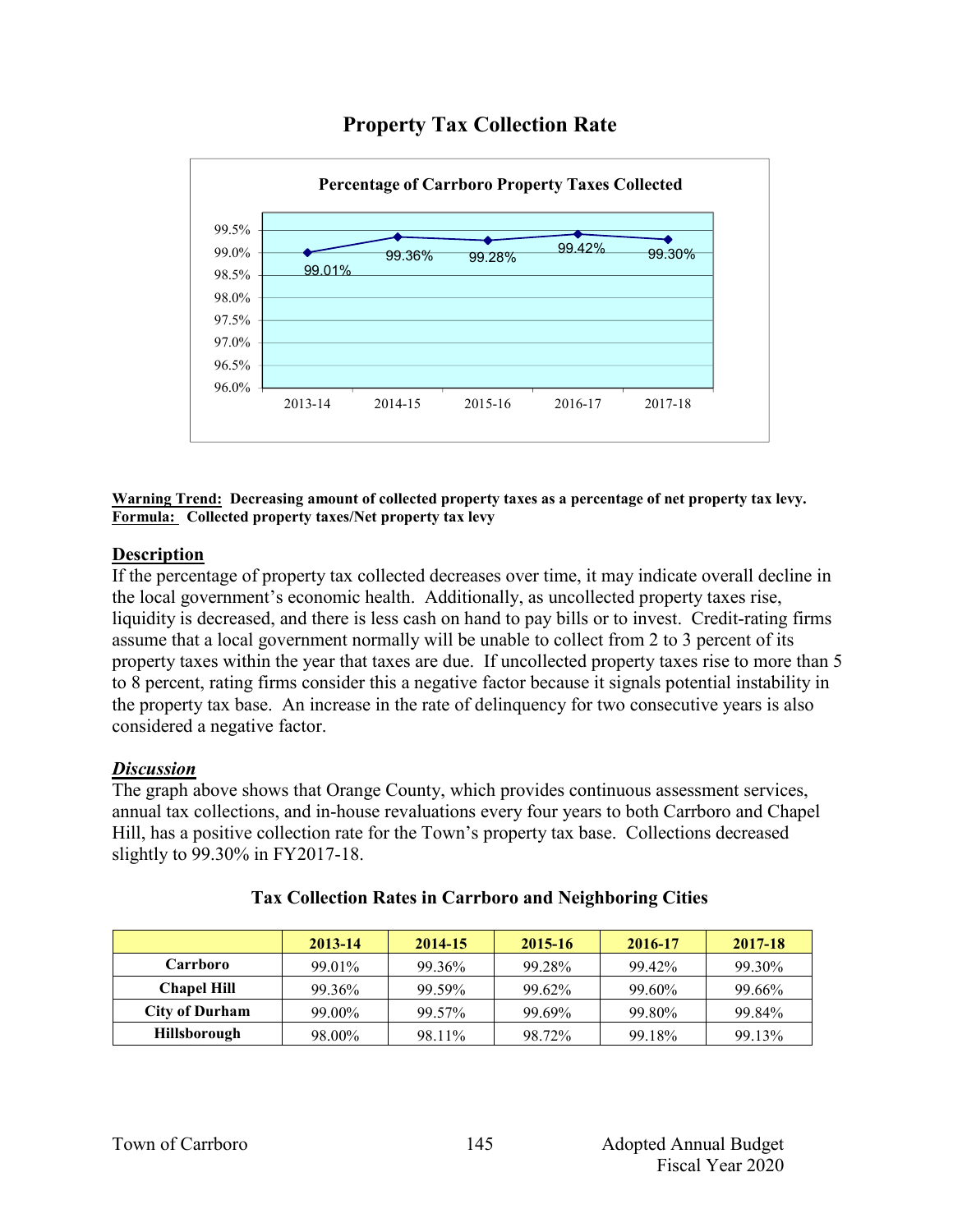# Property Tax Collection Rate

**Percentage of Carrboro Property Taxes Collected**

| 2013-14 | 2014-15 | 2015-16 | 2016-17 | 2017-18 |
|---|---|---|---|---|
| 99.01% | 99.36% | 99.28% | 99.42% | 99.30% |

**Warning Trend: Decreasing amount of collected property taxes as a percentage of net property tax levy.**
**Formula: Collected property taxes/Net property tax levy**

## Description

If the percentage of property tax collected decreases over time, it may indicate overall decline in the local government's economic health. Additionally, as uncollected property taxes rise, liquidity is decreased, and there is less cash on hand to pay bills or to invest. Credit-rating firms assume that a local government normally will be unable to collect from 2 to 3 percent of its property taxes within the year that taxes are due. If uncollected property taxes rise to more than 5 to 8 percent, rating firms consider this a negative factor because it signals potential instability in the property tax base. An increase in the rate of delinquency for two consecutive years is also considered a negative factor.

## *Discussion*

The graph above shows that Orange County, which provides continuous assessment services, annual tax collections, and in-house revaluations every four years to both Carrboro and Chapel Hill, has a positive collection rate for the Town's property tax base. Collections decreased slightly to 99.30% in FY2017-18.

**Tax Collection Rates in Carrboro and Neighboring Cities**

| | 2013-14 | 2014-15 | 2015-16 | 2016-17 | 2017-18 |
|---|---|---|---|---|---|
| **Carrboro** | 99.01% | 99.36% | 99.28% | 99.42% | 99.30% |
| **Chapel Hill** | 99.36% | 99.59% | 99.62% | 99.60% | 99.66% |
| **City of Durham** | 99.00% | 99.57% | 99.69% | 99.80% | 99.84% |
| **Hillsborough** | 98.00% | 98.11% | 98.72% | 99.18% | 99.13% |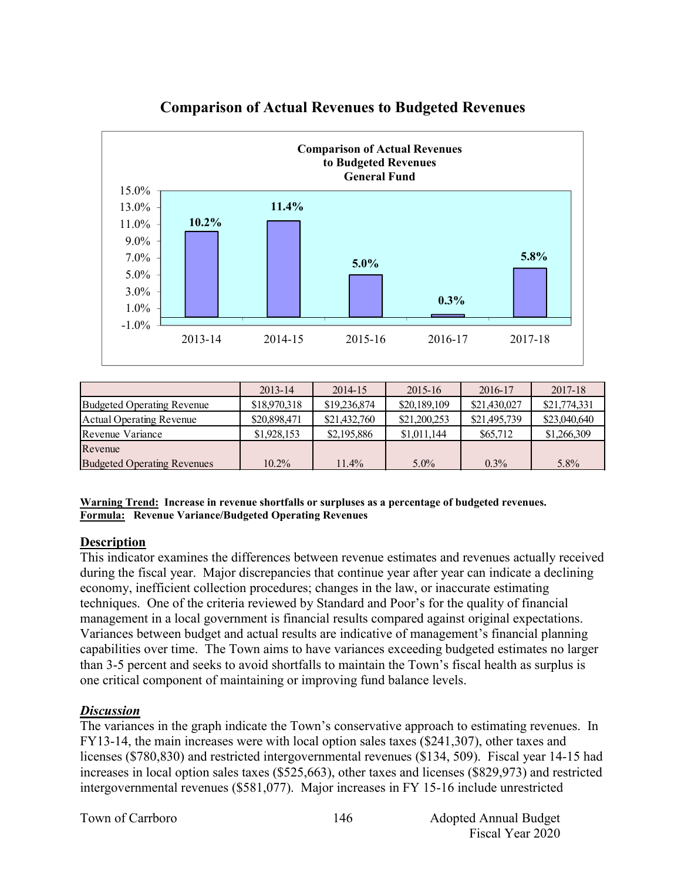# Comparison of Actual Revenues to Budgeted Revenues

**Comparison of Actual Revenues to Budgeted Revenues General Fund**

| | 2013-14 | 2014-15 | 2015-16 | 2016-17 | 2017-18 |
|---|---|---|---|---|---|
| Budgeted Operating Revenue | $18,970,318 | $19,236,874 | $20,189,109 | $21,430,027 | $21,774,331 |
| Actual Operating Revenue | $20,898,471 | $21,432,760 | $21,200,253 | $21,495,739 | $23,040,640 |
| Revenue Variance | $1,928,153 | $2,195,886 | $1,011,144 | $65,712 | $1,266,309 |
| Revenue<br>Budgeted Operating Revenues | 10.2% | 11.4% | 5.0% | 0.3% | 5.8% |

**Warning Trend:** **Increase in revenue shortfalls or surpluses as a percentage of budgeted revenues.**
**Formula:** **Revenue Variance/Budgeted Operating Revenues**

## Description

This indicator examines the differences between revenue estimates and revenues actually received during the fiscal year. Major discrepancies that continue year after year can indicate a declining economy, inefficient collection procedures; changes in the law, or inaccurate estimating techniques. One of the criteria reviewed by Standard and Poor's for the quality of financial management in a local government is financial results compared against original expectations. Variances between budget and actual results are indicative of management's financial planning capabilities over time. The Town aims to have variances exceeding budgeted estimates no larger than 3-5 percent and seeks to avoid shortfalls to maintain the Town's fiscal health as surplus is one critical component of maintaining or improving fund balance levels.

## *Discussion*

The variances in the graph indicate the Town's conservative approach to estimating revenues. In FY13-14, the main increases were with local option sales taxes ($241,307), other taxes and licenses ($780,830) and restricted intergovernmental revenues ($134, 509). Fiscal year 14-15 had increases in local option sales taxes ($525,663), other taxes and licenses ($829,973) and restricted intergovernmental revenues ($581,077). Major increases in FY 15-16 include unrestricted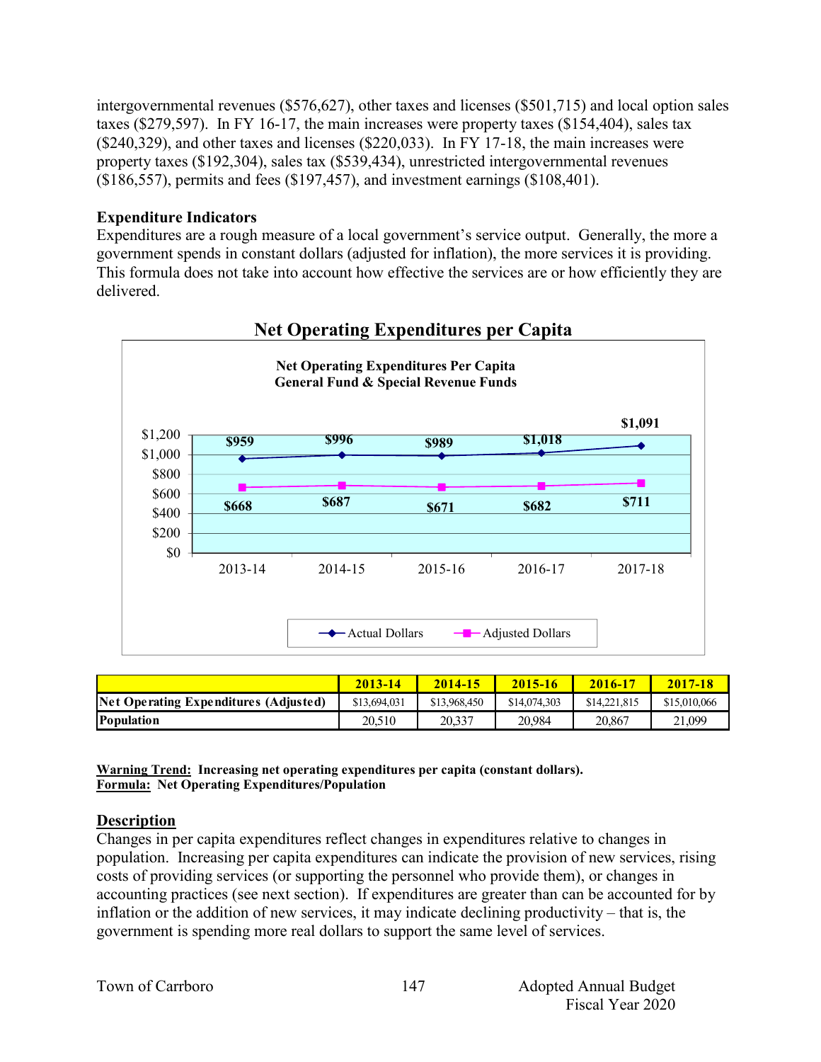intergovernmental revenues ($576,627), other taxes and licenses ($501,715) and local option sales taxes ($279,597). In FY 16-17, the main increases were property taxes ($154,404), sales tax ($240,329), and other taxes and licenses ($220,033). In FY 17-18, the main increases were property taxes ($192,304), sales tax ($539,434), unrestricted intergovernmental revenues ($186,557), permits and fees ($197,457), and investment earnings ($108,401).

**Expenditure Indicators**

Expenditures are a rough measure of a local government's service output. Generally, the more a government spends in constant dollars (adjusted for inflation), the more services it is providing. This formula does not take into account how effective the services are or how efficiently they are delivered.

## Net Operating Expenditures per Capita

**Net Operating Expenditures Per Capita**
**General Fund & Special Revenue Funds**

| | 2013-14 | 2014-15 | 2015-16 | 2016-17 | 2017-18 |
|---|---|---|---|---|---|
| Actual Dollars | $959 | $996 | $989 | $1,018 | $1,091 |
| Adjusted Dollars | $668 | $687 | $671 | $682 | $711 |

| | 2013-14 | 2014-15 | 2015-16 | 2016-17 | 2017-18 |
|---|---|---|---|---|---|
| **Net Operating Expenditures (Adjusted)** | $13,694,031 | $13,968,450 | $14,074,303 | $14,221,815 | $15,010,066 |
| **Population** | 20,510 | 20,337 | 20,984 | 20,867 | 21,099 |

**Warning Trend:** **Increasing net operating expenditures per capita (constant dollars).**
**Formula:** **Net Operating Expenditures/Population**

**Description**

Changes in per capita expenditures reflect changes in expenditures relative to changes in population. Increasing per capita expenditures can indicate the provision of new services, rising costs of providing services (or supporting the personnel who provide them), or changes in accounting practices (see next section). If expenditures are greater than can be accounted for by inflation or the addition of new services, it may indicate declining productivity – that is, the government is spending more real dollars to support the same level of services.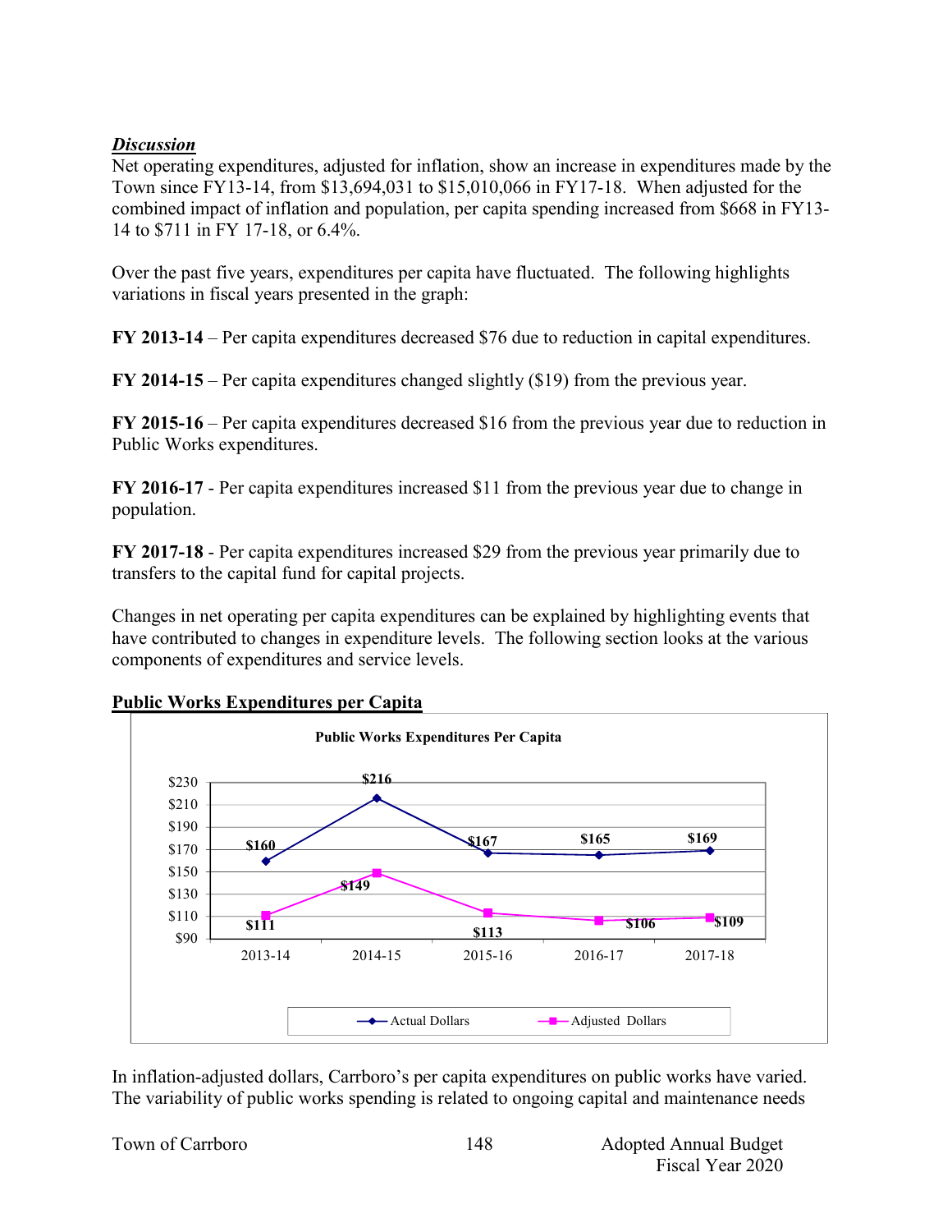***Discussion***

Net operating expenditures, adjusted for inflation, show an increase in expenditures made by the Town since FY13-14, from $13,694,031 to $15,010,066 in FY17-18. When adjusted for the combined impact of inflation and population, per capita spending increased from $668 in FY13-14 to $711 in FY 17-18, or 6.4%.

Over the past five years, expenditures per capita have fluctuated. The following highlights variations in fiscal years presented in the graph:

**FY 2013-14** – Per capita expenditures decreased $76 due to reduction in capital expenditures.

**FY 2014-15** – Per capita expenditures changed slightly ($19) from the previous year.

**FY 2015-16** – Per capita expenditures decreased $16 from the previous year due to reduction in Public Works expenditures.

**FY 2016-17** - Per capita expenditures increased $11 from the previous year due to change in population.

**FY 2017-18** - Per capita expenditures increased $29 from the previous year primarily due to transfers to the capital fund for capital projects.

Changes in net operating per capita expenditures can be explained by highlighting events that have contributed to changes in expenditure levels. The following section looks at the various components of expenditures and service levels.

## Public Works Expenditures per Capita

**Public Works Expenditures Per Capita**

| | 2013-14 | 2014-15 | 2015-16 | 2016-17 | 2017-18 |
|---|---|---|---|---|---|
| Actual Dollars | $160 | $216 | $167 | $165 | $169 |
| Adjusted Dollars | $111 | $149 | $113 | $106 | $109 |

In inflation-adjusted dollars, Carrboro's per capita expenditures on public works have varied. The variability of public works spending is related to ongoing capital and maintenance needs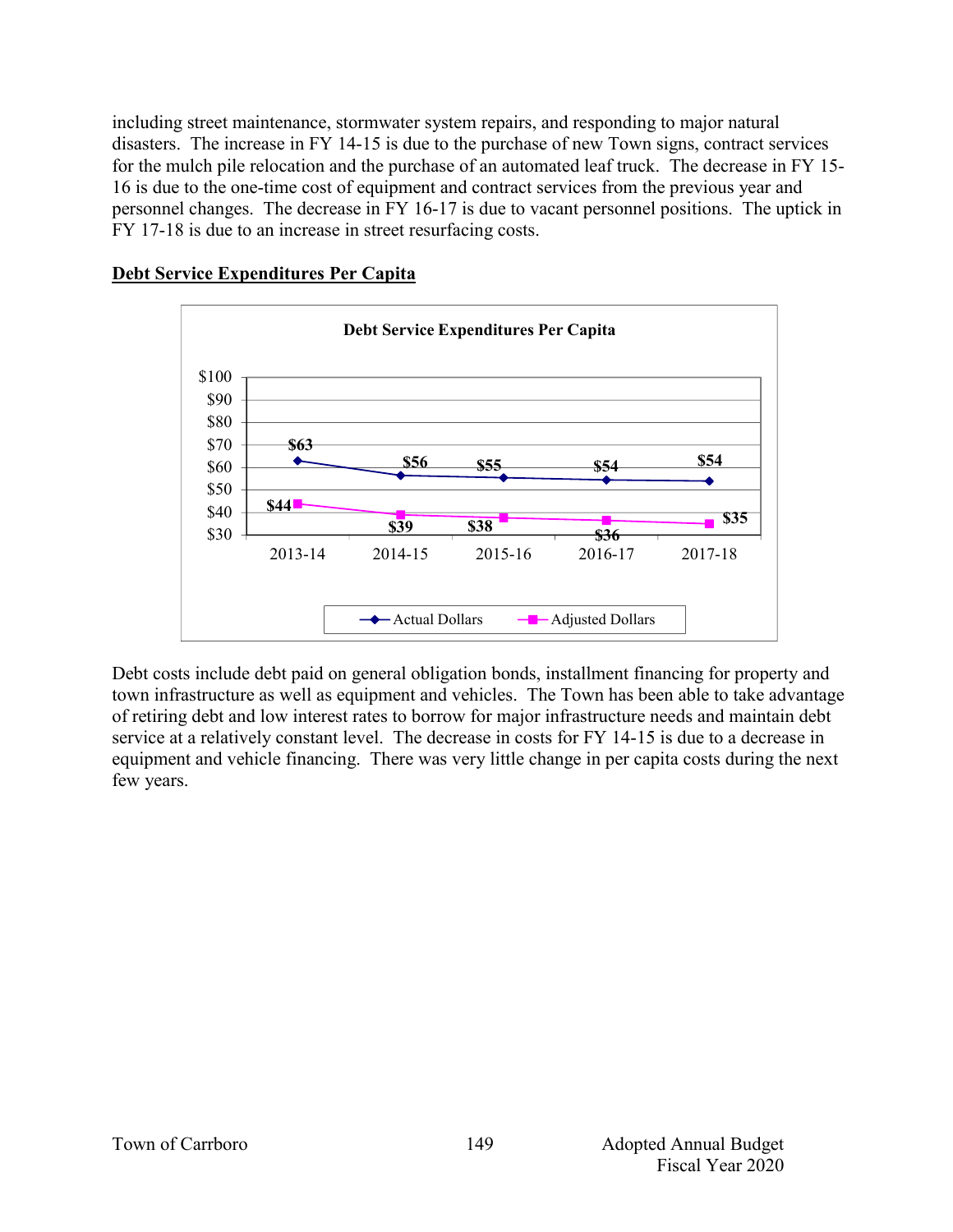including street maintenance, stormwater system repairs, and responding to major natural disasters. The increase in FY 14-15 is due to the purchase of new Town signs, contract services for the mulch pile relocation and the purchase of an automated leaf truck. The decrease in FY 15-16 is due to the one-time cost of equipment and contract services from the previous year and personnel changes. The decrease in FY 16-17 is due to vacant personnel positions. The uptick in FY 17-18 is due to an increase in street resurfacing costs.

## Debt Service Expenditures Per Capita

**Debt Service Expenditures Per Capita**

| | 2013-14 | 2014-15 | 2015-16 | 2016-17 | 2017-18 |
|---|---|---|---|---|---|
| Actual Dollars | $63 | $56 | $55 | $54 | $54 |
| Adjusted Dollars | $44 | $39 | $38 | $36 | $35 |

Debt costs include debt paid on general obligation bonds, installment financing for property and town infrastructure as well as equipment and vehicles. The Town has been able to take advantage of retiring debt and low interest rates to borrow for major infrastructure needs and maintain debt service at a relatively constant level. The decrease in costs for FY 14-15 is due to a decrease in equipment and vehicle financing. There was very little change in per capita costs during the next few years.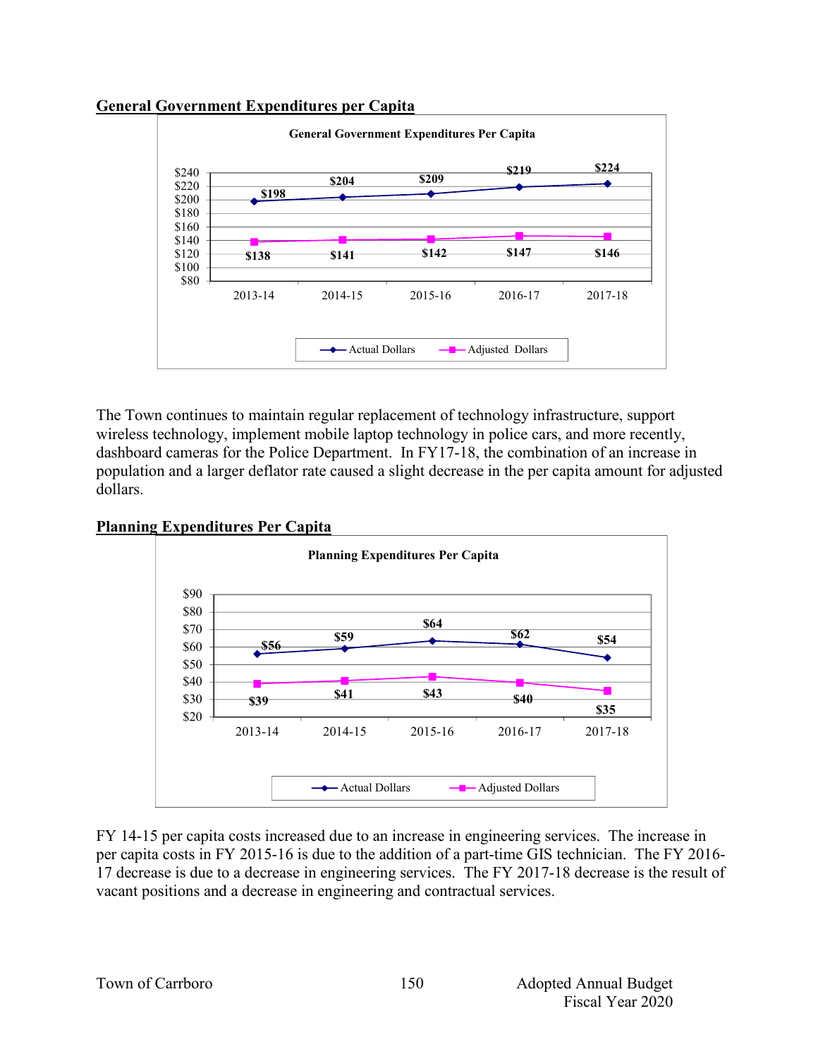## General Government Expenditures per Capita

**General Government Expenditures Per Capita**

| | 2013-14 | 2014-15 | 2015-16 | 2016-17 | 2017-18 |
|---|---|---|---|---|---|
| Actual Dollars | $198 | $204 | $209 | $219 | $224 |
| Adjusted Dollars | $138 | $141 | $142 | $147 | $146 |

The Town continues to maintain regular replacement of technology infrastructure, support wireless technology, implement mobile laptop technology in police cars, and more recently, dashboard cameras for the Police Department. In FY17-18, the combination of an increase in population and a larger deflator rate caused a slight decrease in the per capita amount for adjusted dollars.

## Planning Expenditures Per Capita

**Planning Expenditures Per Capita**

| | 2013-14 | 2014-15 | 2015-16 | 2016-17 | 2017-18 |
|---|---|---|---|---|---|
| Actual Dollars | $56 | $59 | $64 | $62 | $54 |
| Adjusted Dollars | $39 | $41 | $43 | $40 | $35 |

FY 14-15 per capita costs increased due to an increase in engineering services. The increase in per capita costs in FY 2015-16 is due to the addition of a part-time GIS technician. The FY 2016-17 decrease is due to a decrease in engineering services. The FY 2017-18 decrease is the result of vacant positions and a decrease in engineering and contractual services.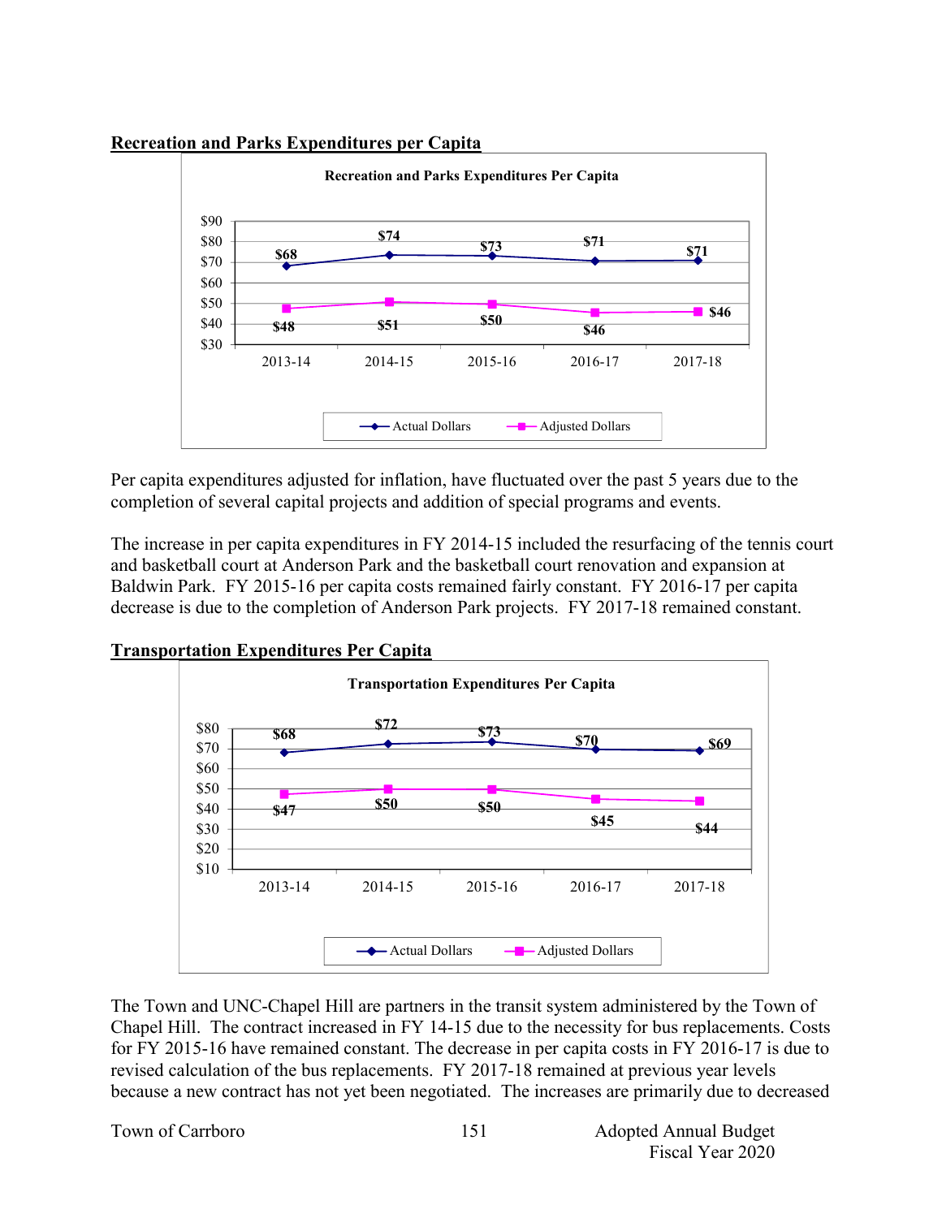## Recreation and Parks Expenditures per Capita

**Recreation and Parks Expenditures Per Capita**

| | 2013-14 | 2014-15 | 2015-16 | 2016-17 | 2017-18 |
|---|---|---|---|---|---|
| Actual Dollars | $68 | $74 | $73 | $71 | $71 |
| Adjusted Dollars | $48 | $51 | $50 | $46 | $46 |

Per capita expenditures adjusted for inflation, have fluctuated over the past 5 years due to the completion of several capital projects and addition of special programs and events.

The increase in per capita expenditures in FY 2014-15 included the resurfacing of the tennis court and basketball court at Anderson Park and the basketball court renovation and expansion at Baldwin Park. FY 2015-16 per capita costs remained fairly constant. FY 2016-17 per capita decrease is due to the completion of Anderson Park projects. FY 2017-18 remained constant.

## Transportation Expenditures Per Capita

**Transportation Expenditures Per Capita**

| | 2013-14 | 2014-15 | 2015-16 | 2016-17 | 2017-18 |
|---|---|---|---|---|---|
| Actual Dollars | $68 | $72 | $73 | $70 | $69 |
| Adjusted Dollars | $47 | $50 | $50 | $45 | $44 |

The Town and UNC-Chapel Hill are partners in the transit system administered by the Town of Chapel Hill. The contract increased in FY 14-15 due to the necessity for bus replacements. Costs for FY 2015-16 have remained constant. The decrease in per capita costs in FY 2016-17 is due to revised calculation of the bus replacements. FY 2017-18 remained at previous year levels because a new contract has not yet been negotiated. The increases are primarily due to decreased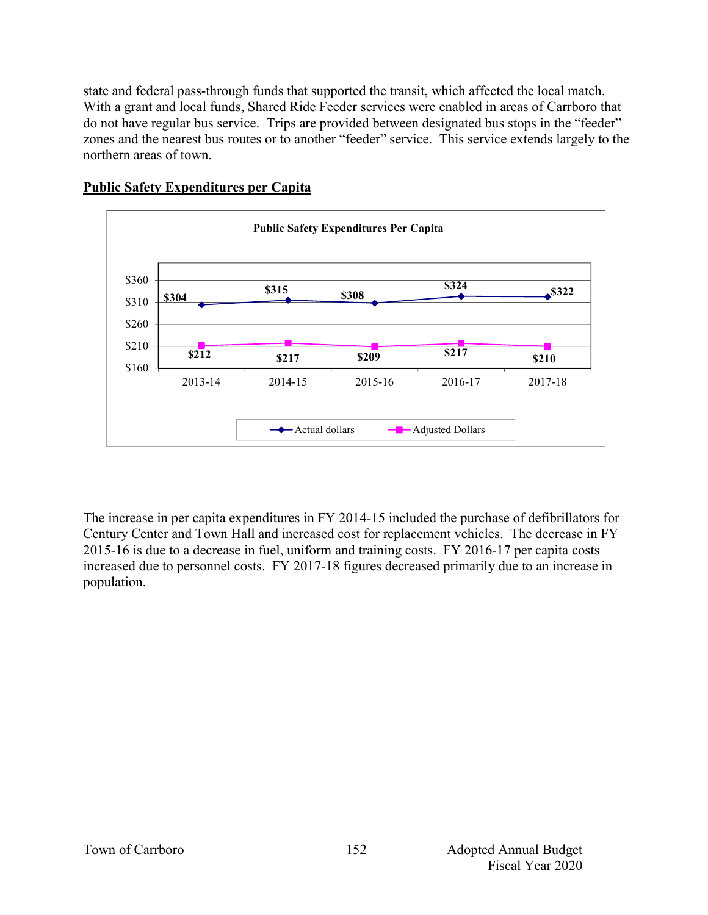state and federal pass-through funds that supported the transit, which affected the local match. With a grant and local funds, Shared Ride Feeder services were enabled in areas of Carrboro that do not have regular bus service. Trips are provided between designated bus stops in the "feeder" zones and the nearest bus routes or to another "feeder" service. This service extends largely to the northern areas of town.

**Public Safety Expenditures per Capita**

**Public Safety Expenditures Per Capita**

| | 2013-14 | 2014-15 | 2015-16 | 2016-17 | 2017-18 |
|---|---|---|---|---|---|
| Actual dollars | $304 | $315 | $308 | $324 | $322 |
| Adjusted Dollars | $212 | $217 | $209 | $217 | $210 |

The increase in per capita expenditures in FY 2014-15 included the purchase of defibrillators for Century Center and Town Hall and increased cost for replacement vehicles. The decrease in FY 2015-16 is due to a decrease in fuel, uniform and training costs. FY 2016-17 per capita costs increased due to personnel costs. FY 2017-18 figures decreased primarily due to an increase in population.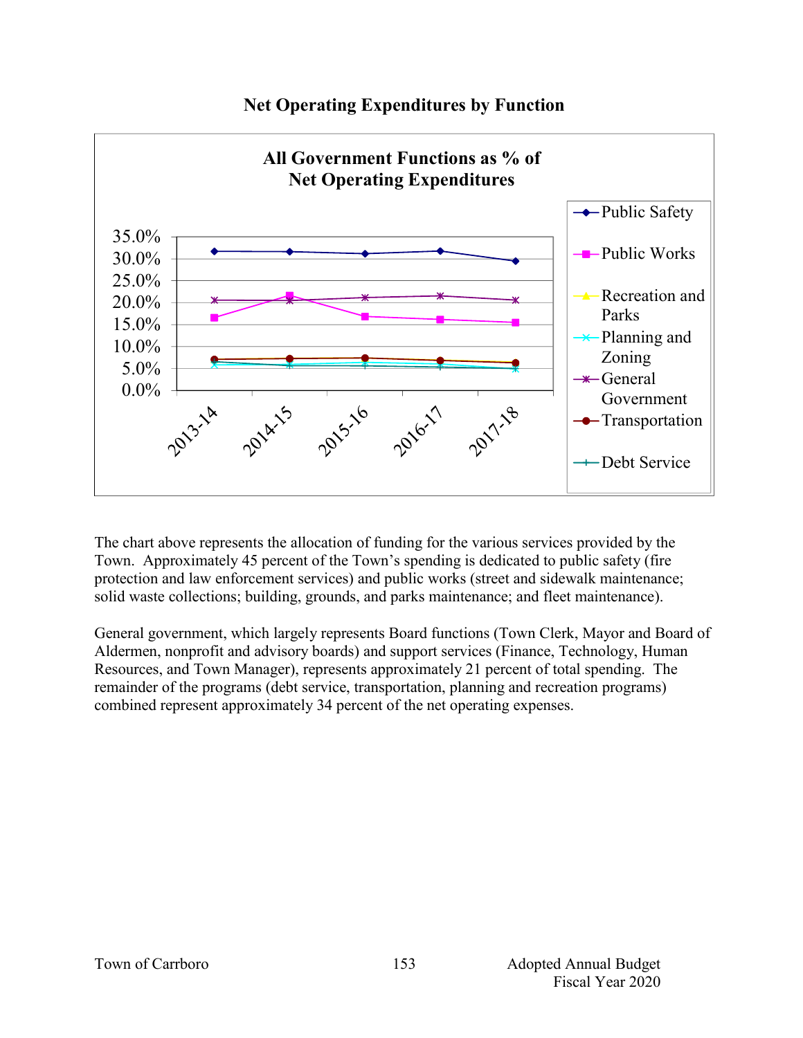## Net Operating Expenditures by Function

The chart above represents the allocation of funding for the various services provided by the Town. Approximately 45 percent of the Town's spending is dedicated to public safety (fire protection and law enforcement services) and public works (street and sidewalk maintenance; solid waste collections; building, grounds, and parks maintenance; and fleet maintenance).

General government, which largely represents Board functions (Town Clerk, Mayor and Board of Aldermen, nonprofit and advisory boards) and support services (Finance, Technology, Human Resources, and Town Manager), represents approximately 21 percent of total spending. The remainder of the programs (debt service, transportation, planning and recreation programs) combined represent approximately 34 percent of the net operating expenses.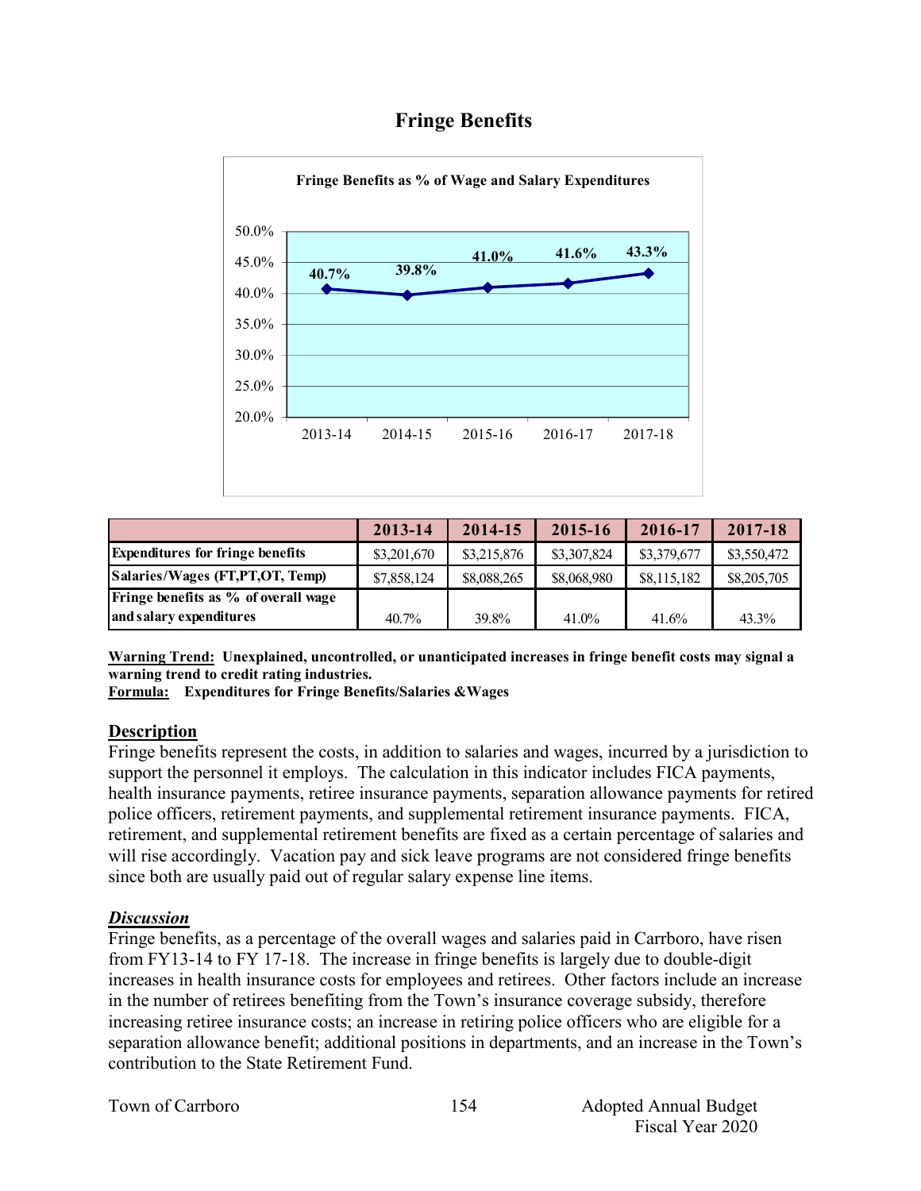# Fringe Benefits

**Fringe Benefits as % of Wage and Salary Expenditures**

| | 2013-14 | 2014-15 | 2015-16 | 2016-17 | 2017-18 |
|---|---|---|---|---|---|
| Expenditures for fringe benefits | $3,201,670 | $3,215,876 | $3,307,824 | $3,379,677 | $3,550,472 |
| Salaries/Wages (FT,PT,OT, Temp) | $7,858,124 | $8,088,265 | $8,068,980 | $8,115,182 | $8,205,705 |
| Fringe benefits as % of overall wage and salary expenditures | 40.7% | 39.8% | 41.0% | 41.6% | 43.3% |

**Warning Trend: Unexplained, uncontrolled, or unanticipated increases in fringe benefit costs may signal a warning trend to credit rating industries.**
**Formula: Expenditures for Fringe Benefits/Salaries &Wages**

## Description

Fringe benefits represent the costs, in addition to salaries and wages, incurred by a jurisdiction to support the personnel it employs. The calculation in this indicator includes FICA payments, health insurance payments, retiree insurance payments, separation allowance payments for retired police officers, retirement payments, and supplemental retirement insurance payments. FICA, retirement, and supplemental retirement benefits are fixed as a certain percentage of salaries and will rise accordingly. Vacation pay and sick leave programs are not considered fringe benefits since both are usually paid out of regular salary expense line items.

## *Discussion*

Fringe benefits, as a percentage of the overall wages and salaries paid in Carrboro, have risen from FY13-14 to FY 17-18. The increase in fringe benefits is largely due to double-digit increases in health insurance costs for employees and retirees. Other factors include an increase in the number of retirees benefiting from the Town's insurance coverage subsidy, therefore increasing retiree insurance costs; an increase in retiring police officers who are eligible for a separation allowance benefit; additional positions in departments, and an increase in the Town's contribution to the State Retirement Fund.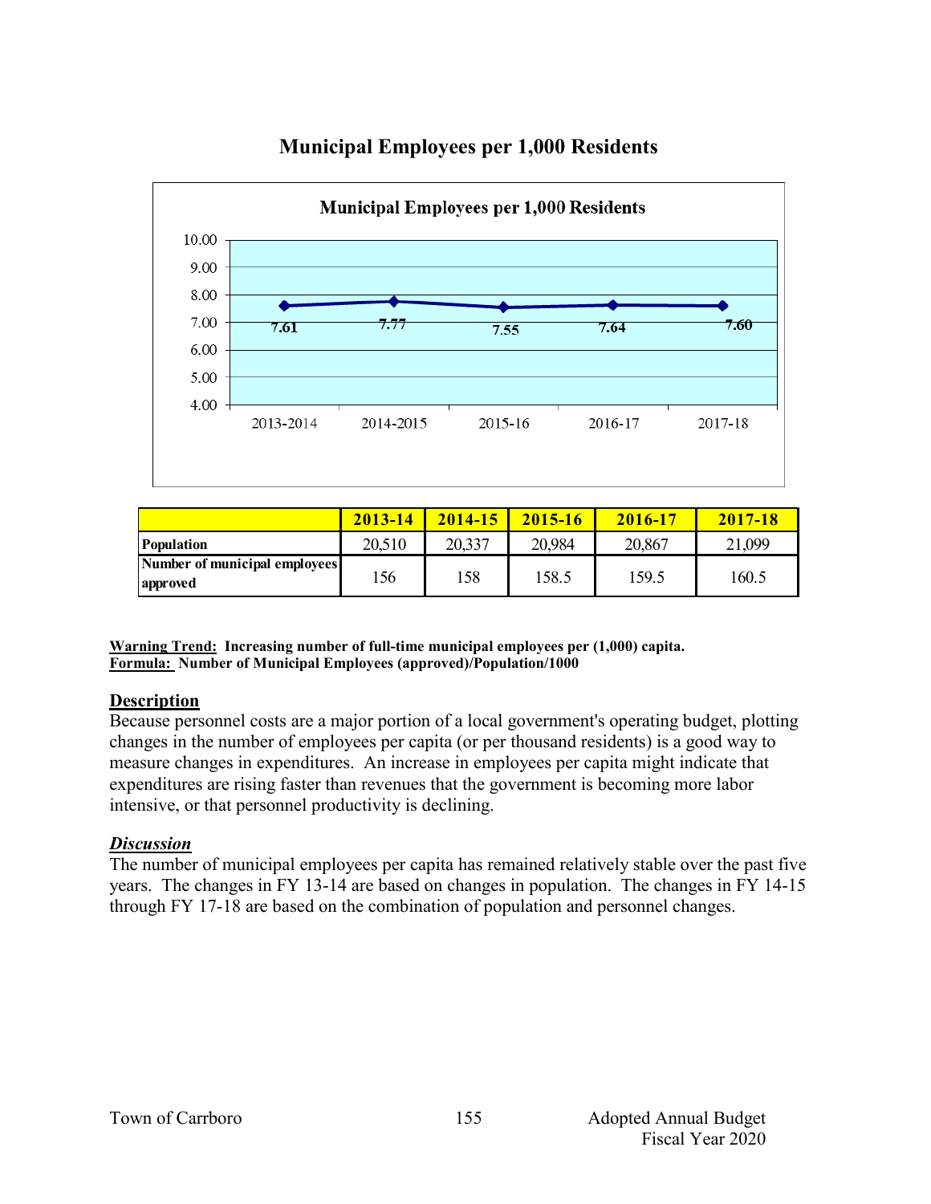# Municipal Employees per 1,000 Residents

| | 2013-14 | 2014-15 | 2015-16 | 2016-17 | 2017-18 |
|---|---|---|---|---|---|
| **Population** | 20,510 | 20,337 | 20,984 | 20,867 | 21,099 |
| **Number of municipal employees approved** | 156 | 158 | 158.5 | 159.5 | 160.5 |

**Warning Trend:** **Increasing number of full-time municipal employees per (1,000) capita.**
**Formula:** **Number of Municipal Employees (approved)/Population/1000**

## Description

Because personnel costs are a major portion of a local government's operating budget, plotting changes in the number of employees per capita (or per thousand residents) is a good way to measure changes in expenditures. An increase in employees per capita might indicate that expenditures are rising faster than revenues that the government is becoming more labor intensive, or that personnel productivity is declining.

## *Discussion*

The number of municipal employees per capita has remained relatively stable over the past five years. The changes in FY 13-14 are based on changes in population. The changes in FY 14-15 through FY 17-18 are based on the combination of population and personnel changes.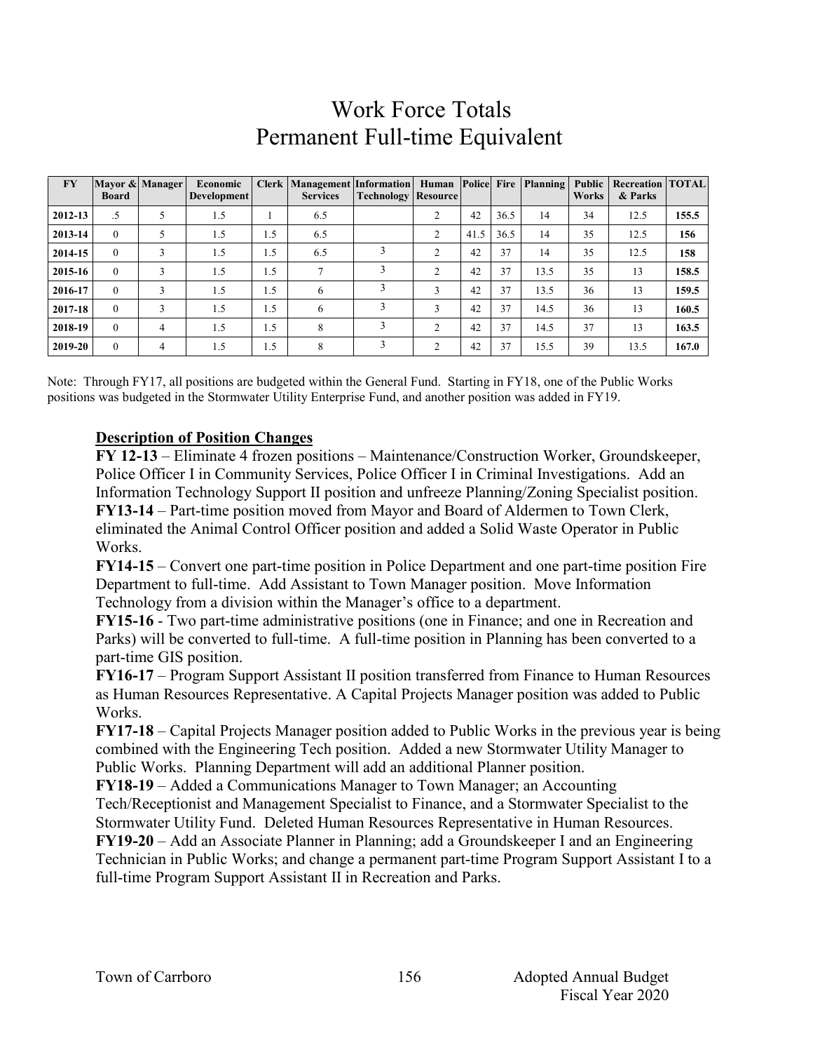# Work Force Totals
# Permanent Full-time Equivalent

| FY | Mayor & Board | Manager | Economic Development | Clerk | Management Services | Information Technology | Human Resource | Police | Fire | Planning | Public Works | Recreation & Parks | TOTAL |
|---|---|---|---|---|---|---|---|---|---|---|---|---|---|
| **2012-13** | .5 | 5 | 1.5 | 1 | 6.5 | | 2 | 42 | 36.5 | 14 | 34 | 12.5 | **155.5** |
| **2013-14** | 0 | 5 | 1.5 | 1.5 | 6.5 | | 2 | 41.5 | 36.5 | 14 | 35 | 12.5 | **156** |
| **2014-15** | 0 | 3 | 1.5 | 1.5 | 6.5 | 3 | 2 | 42 | 37 | 14 | 35 | 12.5 | **158** |
| **2015-16** | 0 | 3 | 1.5 | 1.5 | 7 | 3 | 2 | 42 | 37 | 13.5 | 35 | 13 | **158.5** |
| **2016-17** | 0 | 3 | 1.5 | 1.5 | 6 | 3 | 3 | 42 | 37 | 13.5 | 36 | 13 | **159.5** |
| **2017-18** | 0 | 3 | 1.5 | 1.5 | 6 | 3 | 3 | 42 | 37 | 14.5 | 36 | 13 | **160.5** |
| **2018-19** | 0 | 4 | 1.5 | 1.5 | 8 | 3 | 2 | 42 | 37 | 14.5 | 37 | 13 | **163.5** |
| **2019-20** | 0 | 4 | 1.5 | 1.5 | 8 | 3 | 2 | 42 | 37 | 15.5 | 39 | 13.5 | **167.0** |

Note: Through FY17, all positions are budgeted within the General Fund. Starting in FY18, one of the Public Works positions was budgeted in the Stormwater Utility Enterprise Fund, and another position was added in FY19.

**Description of Position Changes**

**FY 12-13** – Eliminate 4 frozen positions – Maintenance/Construction Worker, Groundskeeper, Police Officer I in Community Services, Police Officer I in Criminal Investigations. Add an Information Technology Support II position and unfreeze Planning/Zoning Specialist position.

**FY13-14** – Part-time position moved from Mayor and Board of Aldermen to Town Clerk, eliminated the Animal Control Officer position and added a Solid Waste Operator in Public Works.

**FY14-15** – Convert one part-time position in Police Department and one part-time position Fire Department to full-time. Add Assistant to Town Manager position. Move Information Technology from a division within the Manager's office to a department.

**FY15-16** - Two part-time administrative positions (one in Finance; and one in Recreation and Parks) will be converted to full-time. A full-time position in Planning has been converted to a part-time GIS position.

**FY16-17** – Program Support Assistant II position transferred from Finance to Human Resources as Human Resources Representative. A Capital Projects Manager position was added to Public Works.

**FY17-18** – Capital Projects Manager position added to Public Works in the previous year is being combined with the Engineering Tech position. Added a new Stormwater Utility Manager to Public Works. Planning Department will add an additional Planner position.

**FY18-19** – Added a Communications Manager to Town Manager; an Accounting Tech/Receptionist and Management Specialist to Finance, and a Stormwater Specialist to the Stormwater Utility Fund. Deleted Human Resources Representative in Human Resources.

**FY19-20** – Add an Associate Planner in Planning; add a Groundskeeper I and an Engineering Technician in Public Works; and change a permanent part-time Program Support Assistant I to a full-time Program Support Assistant II in Recreation and Parks.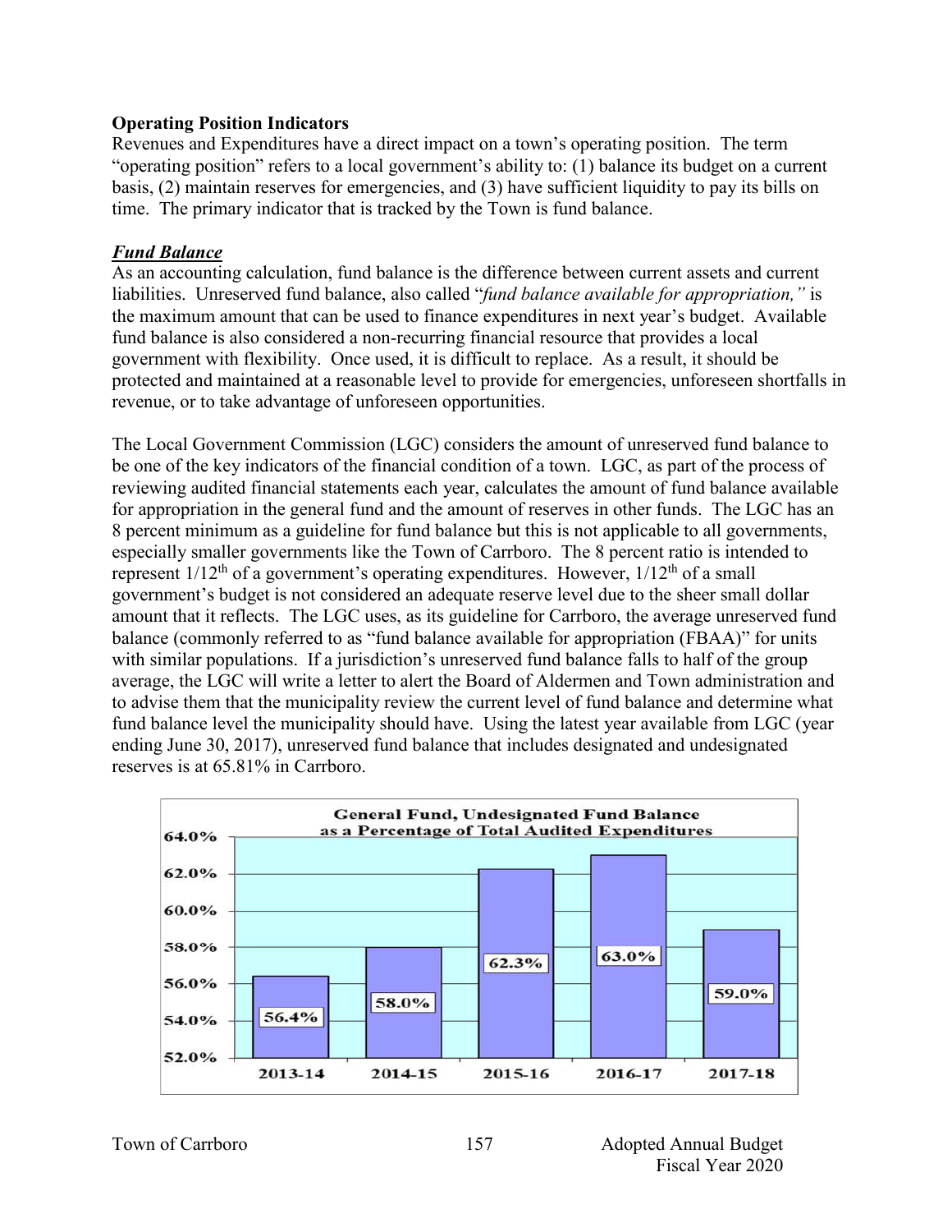**Operating Position Indicators**

Revenues and Expenditures have a direct impact on a town's operating position. The term "operating position" refers to a local government's ability to: (1) balance its budget on a current basis, (2) maintain reserves for emergencies, and (3) have sufficient liquidity to pay its bills on time. The primary indicator that is tracked by the Town is fund balance.

***Fund Balance***

As an accounting calculation, fund balance is the difference between current assets and current liabilities. Unreserved fund balance, also called "*fund balance available for appropriation,"* is the maximum amount that can be used to finance expenditures in next year's budget. Available fund balance is also considered a non-recurring financial resource that provides a local government with flexibility. Once used, it is difficult to replace. As a result, it should be protected and maintained at a reasonable level to provide for emergencies, unforeseen shortfalls in revenue, or to take advantage of unforeseen opportunities.

The Local Government Commission (LGC) considers the amount of unreserved fund balance to be one of the key indicators of the financial condition of a town. LGC, as part of the process of reviewing audited financial statements each year, calculates the amount of fund balance available for appropriation in the general fund and the amount of reserves in other funds. The LGC has an 8 percent minimum as a guideline for fund balance but this is not applicable to all governments, especially smaller governments like the Town of Carrboro. The 8 percent ratio is intended to represent 1/12th of a government's operating expenditures. However, 1/12th of a small government's budget is not considered an adequate reserve level due to the sheer small dollar amount that it reflects. The LGC uses, as its guideline for Carrboro, the average unreserved fund balance (commonly referred to as "fund balance available for appropriation (FBAA)" for units with similar populations. If a jurisdiction's unreserved fund balance falls to half of the group average, the LGC will write a letter to alert the Board of Aldermen and Town administration and to advise them that the municipality review the current level of fund balance and determine what fund balance level the municipality should have. Using the latest year available from LGC (year ending June 30, 2017), unreserved fund balance that includes designated and undesignated reserves is at 65.81% in Carrboro.

**General Fund, Undesignated Fund Balance as a Percentage of Total Audited Expenditures**

| Fiscal Year | Percentage |
|---|---|
| 2013-14 | 56.4% |
| 2014-15 | 58.0% |
| 2015-16 | 62.3% |
| 2016-17 | 63.0% |
| 2017-18 | 59.0% |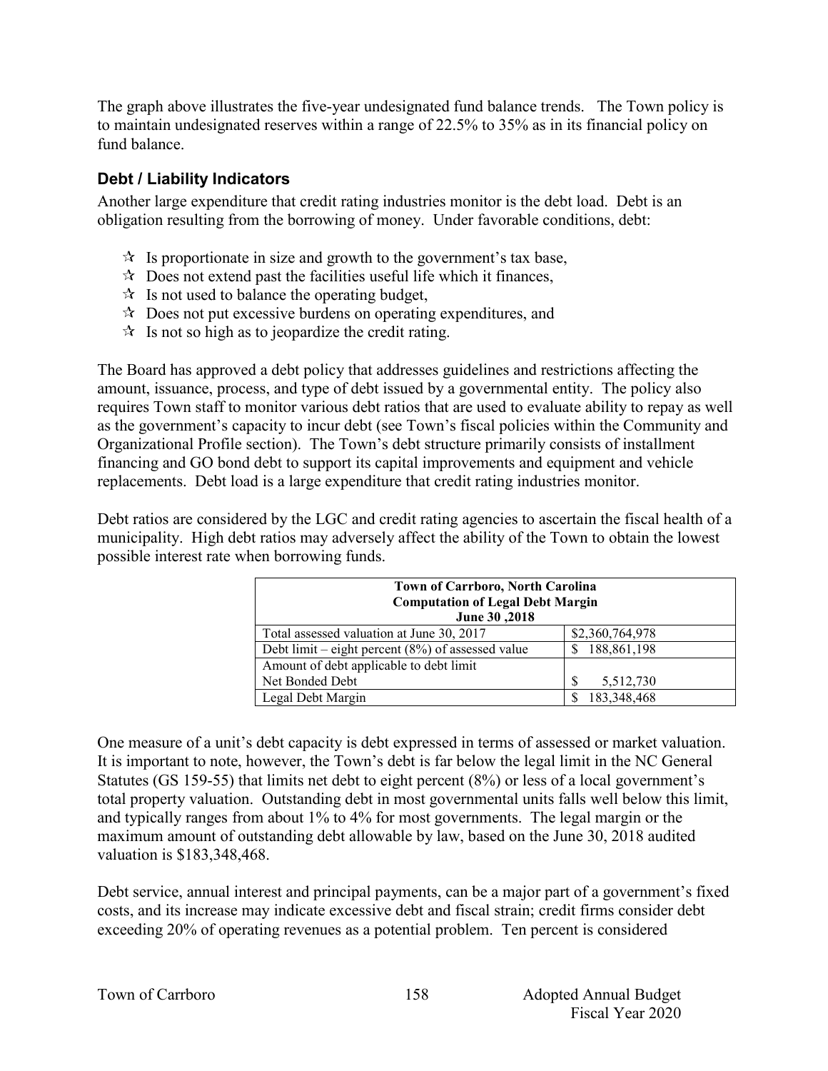The graph above illustrates the five-year undesignated fund balance trends. The Town policy is to maintain undesignated reserves within a range of 22.5% to 35% as in its financial policy on fund balance.

### Debt / Liability Indicators

Another large expenditure that credit rating industries monitor is the debt load. Debt is an obligation resulting from the borrowing of money. Under favorable conditions, debt:

- Is proportionate in size and growth to the government's tax base,
- Does not extend past the facilities useful life which it finances,
- Is not used to balance the operating budget,
- Does not put excessive burdens on operating expenditures, and
- Is not so high as to jeopardize the credit rating.

The Board has approved a debt policy that addresses guidelines and restrictions affecting the amount, issuance, process, and type of debt issued by a governmental entity. The policy also requires Town staff to monitor various debt ratios that are used to evaluate ability to repay as well as the government's capacity to incur debt (see Town's fiscal policies within the Community and Organizational Profile section). The Town's debt structure primarily consists of installment financing and GO bond debt to support its capital improvements and equipment and vehicle replacements. Debt load is a large expenditure that credit rating industries monitor.

Debt ratios are considered by the LGC and credit rating agencies to ascertain the fiscal health of a municipality. High debt ratios may adversely affect the ability of the Town to obtain the lowest possible interest rate when borrowing funds.

| Town of Carrboro, North Carolina<br>Computation of Legal Debt Margin<br>June 30 ,2018 | |
|---|---|
| Total assessed valuation at June 30, 2017 | $2,360,764,978 |
| Debt limit – eight percent (8%) of assessed value | $ 188,861,198 |
| Amount of debt applicable to debt limit<br>Net Bonded Debt | $ 5,512,730 |
| Legal Debt Margin | $ 183,348,468 |

One measure of a unit's debt capacity is debt expressed in terms of assessed or market valuation. It is important to note, however, the Town's debt is far below the legal limit in the NC General Statutes (GS 159-55) that limits net debt to eight percent (8%) or less of a local government's total property valuation. Outstanding debt in most governmental units falls well below this limit, and typically ranges from about 1% to 4% for most governments. The legal margin or the maximum amount of outstanding debt allowable by law, based on the June 30, 2018 audited valuation is $183,348,468.

Debt service, annual interest and principal payments, can be a major part of a government's fixed costs, and its increase may indicate excessive debt and fiscal strain; credit firms consider debt exceeding 20% of operating revenues as a potential problem. Ten percent is considered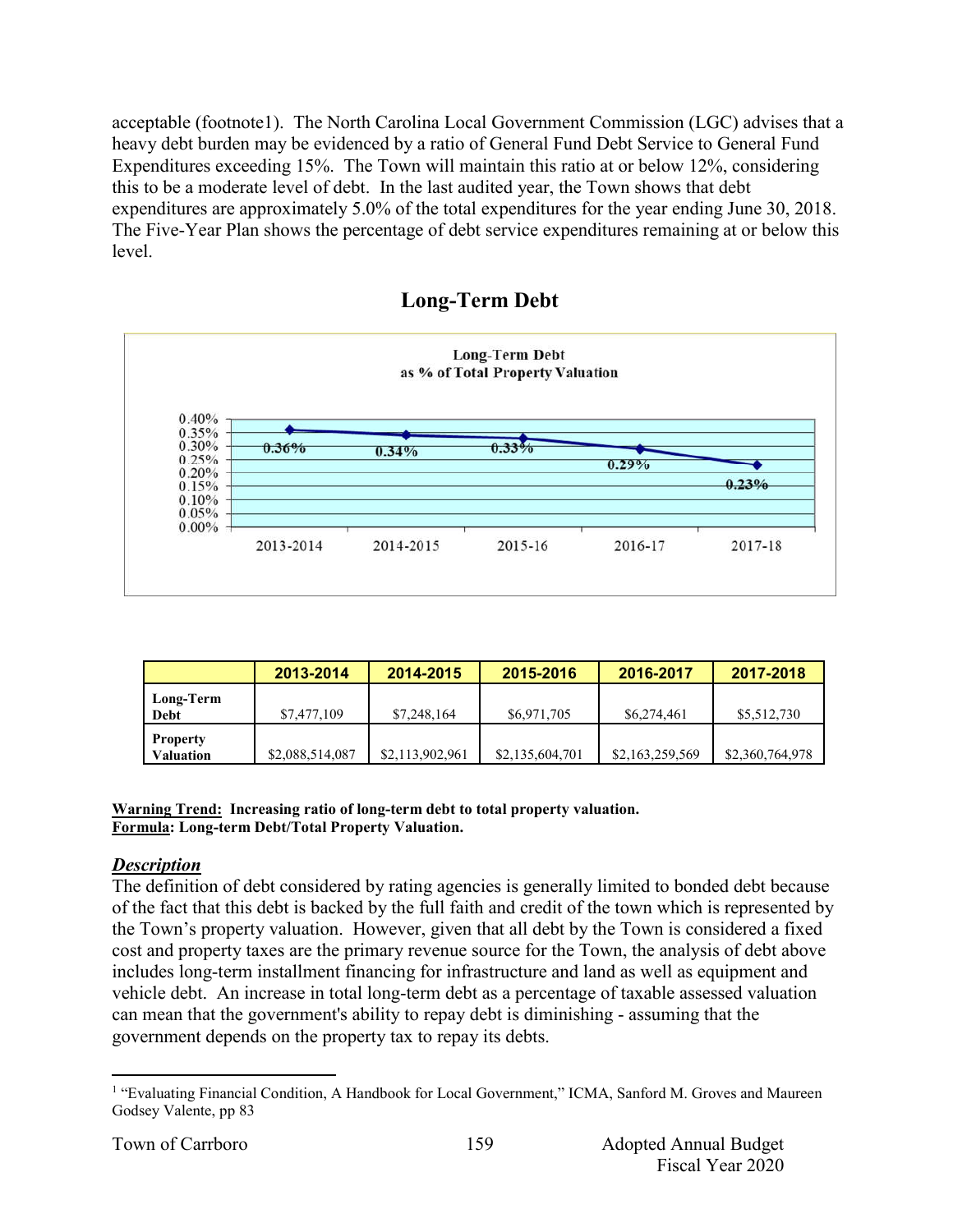acceptable (footnote1). The North Carolina Local Government Commission (LGC) advises that a heavy debt burden may be evidenced by a ratio of General Fund Debt Service to General Fund Expenditures exceeding 15%. The Town will maintain this ratio at or below 12%, considering this to be a moderate level of debt. In the last audited year, the Town shows that debt expenditures are approximately 5.0% of the total expenditures for the year ending June 30, 2018. The Five-Year Plan shows the percentage of debt service expenditures remaining at or below this level.

## Long-Term Debt

Long-Term Debt as % of Total Property Valuation

| | 2013-2014 | 2014-2015 | 2015-16 | 2016-17 | 2017-18 |
|---|---|---|---|---|---|
| % | 0.36% | 0.34% | 0.33% | 0.29% | 0.23% |

| | 2013-2014 | 2014-2015 | 2015-2016 | 2016-2017 | 2017-2018 |
|---|---|---|---|---|---|
| **Long-Term Debt** | $7,477,109 | $7,248,164 | $6,971,705 | $6,274,461 | $5,512,730 |
| **Property Valuation** | $2,088,514,087 | $2,113,902,961 | $2,135,604,701 | $2,163,259,569 | $2,360,764,978 |

**Warning Trend: Increasing ratio of long-term debt to total property valuation.**
**Formula: Long-term Debt/Total Property Valuation.**

***Description***

The definition of debt considered by rating agencies is generally limited to bonded debt because of the fact that this debt is backed by the full faith and credit of the town which is represented by the Town's property valuation. However, given that all debt by the Town is considered a fixed cost and property taxes are the primary revenue source for the Town, the analysis of debt above includes long-term installment financing for infrastructure and land as well as equipment and vehicle debt. An increase in total long-term debt as a percentage of taxable assessed valuation can mean that the government's ability to repay debt is diminishing - assuming that the government depends on the property tax to repay its debts.

[1] "Evaluating Financial Condition, A Handbook for Local Government," ICMA, Sanford M. Groves and Maureen Godsey Valente, pp 83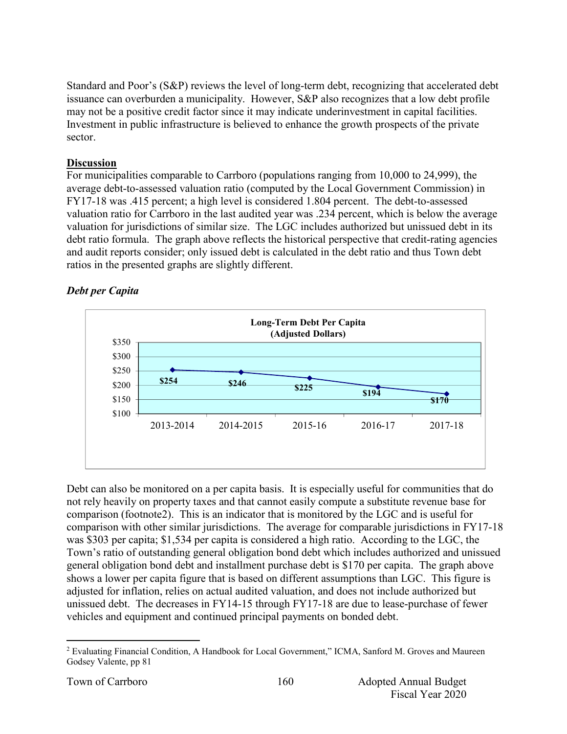Standard and Poor's (S&P) reviews the level of long-term debt, recognizing that accelerated debt issuance can overburden a municipality. However, S&P also recognizes that a low debt profile may not be a positive credit factor since it may indicate underinvestment in capital facilities. Investment in public infrastructure is believed to enhance the growth prospects of the private sector.

**Discussion**

For municipalities comparable to Carrboro (populations ranging from 10,000 to 24,999), the average debt-to-assessed valuation ratio (computed by the Local Government Commission) in FY17-18 was .415 percent; a high level is considered 1.804 percent. The debt-to-assessed valuation ratio for Carrboro in the last audited year was .234 percent, which is below the average valuation for jurisdictions of similar size. The LGC includes authorized but unissued debt in its debt ratio formula. The graph above reflects the historical perspective that credit-rating agencies and audit reports consider; only issued debt is calculated in the debt ratio and thus Town debt ratios in the presented graphs are slightly different.

### *Debt per Capita*

**Long-Term Debt Per Capita (Adjusted Dollars)**

| Year | Debt Per Capita |
|---|---|
| 2013-2014 | $254 |
| 2014-2015 | $246 |
| 2015-16 | $225 |
| 2016-17 | $194 |
| 2017-18 | $170 |

Debt can also be monitored on a per capita basis. It is especially useful for communities that do not rely heavily on property taxes and that cannot easily compute a substitute revenue base for comparison (footnote2). This is an indicator that is monitored by the LGC and is useful for comparison with other similar jurisdictions. The average for comparable jurisdictions in FY17-18 was $303 per capita; $1,534 per capita is considered a high ratio. According to the LGC, the Town's ratio of outstanding general obligation bond debt which includes authorized and unissued general obligation bond debt and installment purchase debt is $170 per capita. The graph above shows a lower per capita figure that is based on different assumptions than LGC. This figure is adjusted for inflation, relies on actual audited valuation, and does not include authorized but unissued debt. The decreases in FY14-15 through FY17-18 are due to lease-purchase of fewer vehicles and equipment and continued principal payments on bonded debt.

---

[2] Evaluating Financial Condition, A Handbook for Local Government," ICMA, Sanford M. Groves and Maureen Godsey Valente, pp 81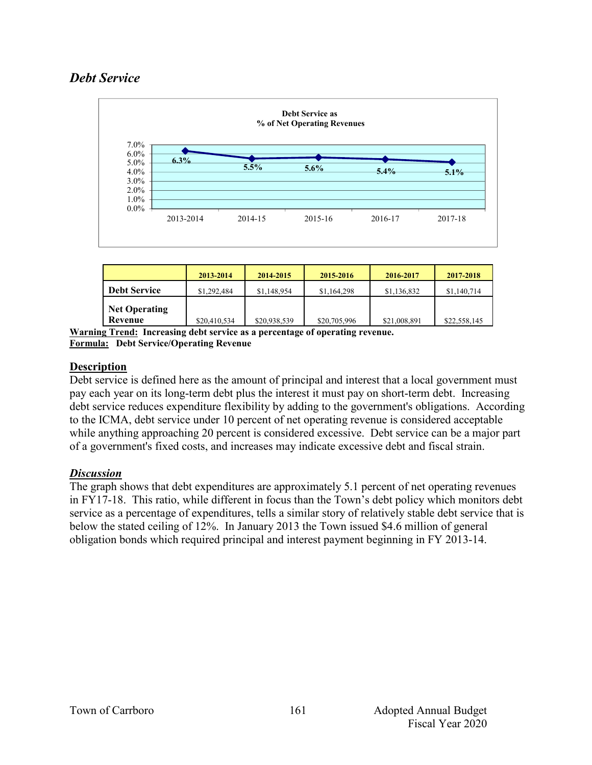## *Debt Service*

**Debt Service as**
**% of Net Operating Revenues**

| | 2013-2014 | 2014-15 | 2015-16 | 2016-17 | 2017-18 |
|---|---|---|---|---|---|
| Debt Service as % of Net Operating Revenues | 6.3% | 5.5% | 5.6% | 5.4% | 5.1% |

| | 2013-2014 | 2014-2015 | 2015-2016 | 2016-2017 | 2017-2018 |
|---|---|---|---|---|---|
| **Debt Service** | $1,292,484 | $1,148,954 | $1,164,298 | $1,136,832 | $1,140,714 |
| **Net Operating Revenue** | $20,410,534 | $20,938,539 | $20,705,996 | $21,008,891 | $22,558,145 |

**Warning Trend:** **Increasing debt service as a percentage of operating revenue.**
**Formula:** **Debt Service/Operating Revenue**

### Description

Debt service is defined here as the amount of principal and interest that a local government must pay each year on its long-term debt plus the interest it must pay on short-term debt. Increasing debt service reduces expenditure flexibility by adding to the government's obligations. According to the ICMA, debt service under 10 percent of net operating revenue is considered acceptable while anything approaching 20 percent is considered excessive. Debt service can be a major part of a government's fixed costs, and increases may indicate excessive debt and fiscal strain.

### *Discussion*

The graph shows that debt expenditures are approximately 5.1 percent of net operating revenues in FY17-18. This ratio, while different in focus than the Town's debt policy which monitors debt service as a percentage of expenditures, tells a similar story of relatively stable debt service that is below the stated ceiling of 12%. In January 2013 the Town issued $4.6 million of general obligation bonds which required principal and interest payment beginning in FY 2013-14.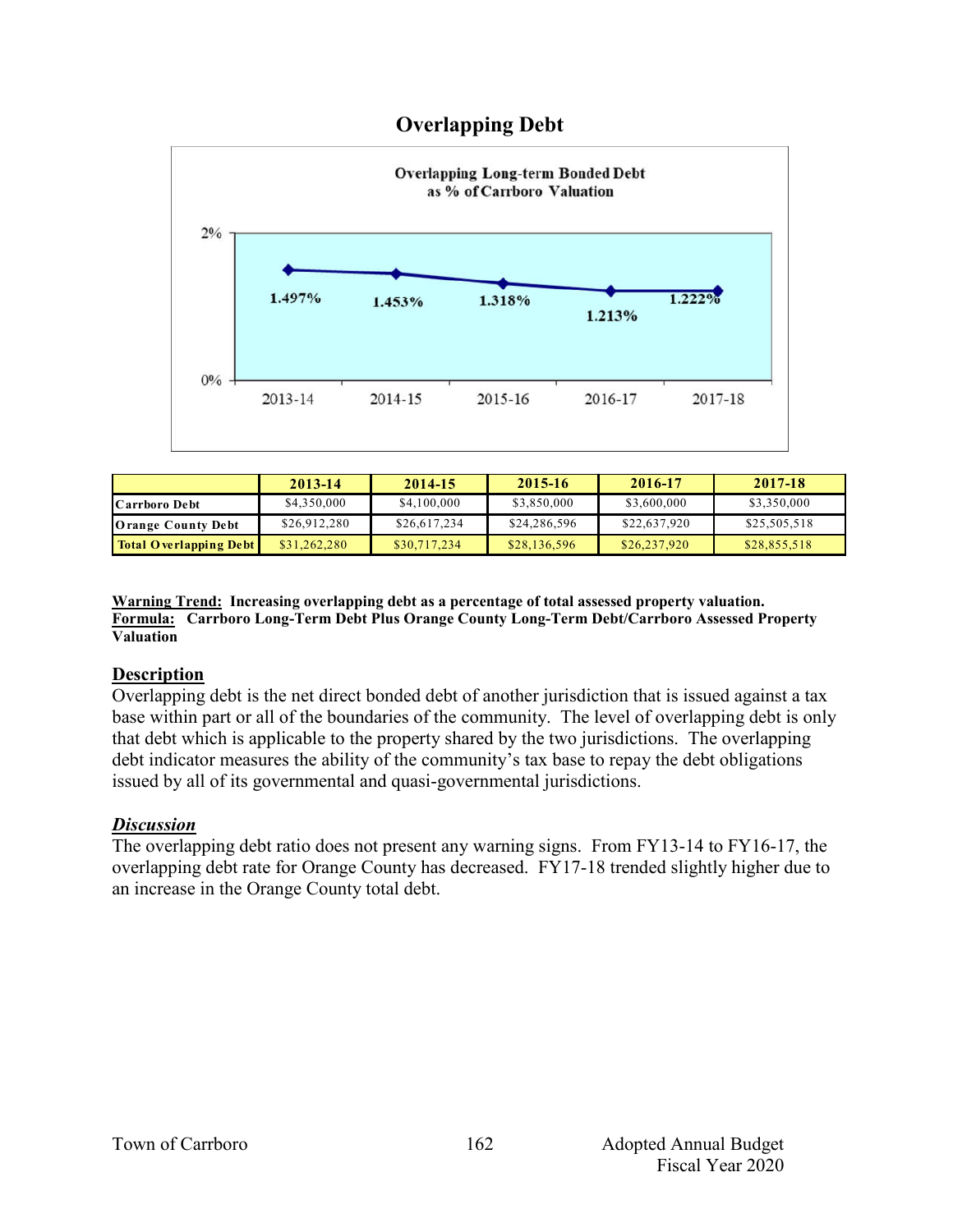# Overlapping Debt

Overlapping Long-term Bonded Debt as % of Carrboro Valuation

| 2013-14 | 2014-15 | 2015-16 | 2016-17 | 2017-18 |
|---|---|---|---|---|
| 1.497% | 1.453% | 1.318% | 1.213% | 1.222% |

| | 2013-14 | 2014-15 | 2015-16 | 2016-17 | 2017-18 |
|---|---|---|---|---|---|
| Carrboro Debt | $4,350,000 | $4,100,000 | $3,850,000 | $3,600,000 | $3,350,000 |
| Orange County Debt | $26,912,280 | $26,617,234 | $24,286,596 | $22,637,920 | $25,505,518 |
| Total Overlapping Debt | $31,262,280 | $30,717,234 | $28,136,596 | $26,237,920 | $28,855,518 |

**Warning Trend:** **Increasing overlapping debt as a percentage of total assessed property valuation.**
**Formula:** **Carrboro Long-Term Debt Plus Orange County Long-Term Debt/Carrboro Assessed Property Valuation**

## Description

Overlapping debt is the net direct bonded debt of another jurisdiction that is issued against a tax base within part or all of the boundaries of the community. The level of overlapping debt is only that debt which is applicable to the property shared by the two jurisdictions. The overlapping debt indicator measures the ability of the community's tax base to repay the debt obligations issued by all of its governmental and quasi-governmental jurisdictions.

## *Discussion*

The overlapping debt ratio does not present any warning signs. From FY13-14 to FY16-17, the overlapping debt rate for Orange County has decreased. FY17-18 trended slightly higher due to an increase in the Orange County total debt.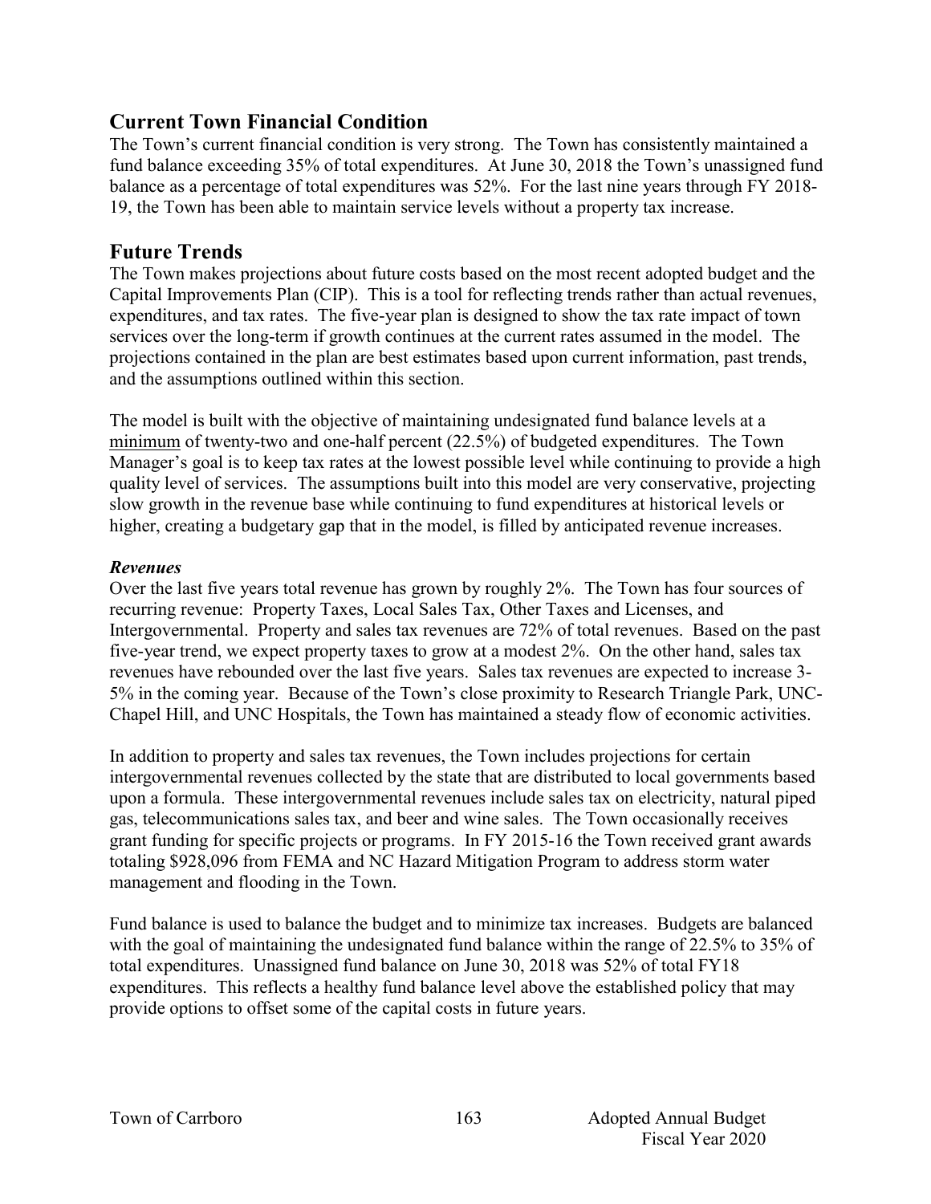## Current Town Financial Condition

The Town's current financial condition is very strong. The Town has consistently maintained a fund balance exceeding 35% of total expenditures. At June 30, 2018 the Town's unassigned fund balance as a percentage of total expenditures was 52%. For the last nine years through FY 2018-19, the Town has been able to maintain service levels without a property tax increase.

## Future Trends

The Town makes projections about future costs based on the most recent adopted budget and the Capital Improvements Plan (CIP). This is a tool for reflecting trends rather than actual revenues, expenditures, and tax rates. The five-year plan is designed to show the tax rate impact of town services over the long-term if growth continues at the current rates assumed in the model. The projections contained in the plan are best estimates based upon current information, past trends, and the assumptions outlined within this section.

The model is built with the objective of maintaining undesignated fund balance levels at a <u>minimum</u> of twenty-two and one-half percent (22.5%) of budgeted expenditures. The Town Manager's goal is to keep tax rates at the lowest possible level while continuing to provide a high quality level of services. The assumptions built into this model are very conservative, projecting slow growth in the revenue base while continuing to fund expenditures at historical levels or higher, creating a budgetary gap that in the model, is filled by anticipated revenue increases.

### *Revenues*

Over the last five years total revenue has grown by roughly 2%. The Town has four sources of recurring revenue: Property Taxes, Local Sales Tax, Other Taxes and Licenses, and Intergovernmental. Property and sales tax revenues are 72% of total revenues. Based on the past five-year trend, we expect property taxes to grow at a modest 2%. On the other hand, sales tax revenues have rebounded over the last five years. Sales tax revenues are expected to increase 3-5% in the coming year. Because of the Town's close proximity to Research Triangle Park, UNC-Chapel Hill, and UNC Hospitals, the Town has maintained a steady flow of economic activities.

In addition to property and sales tax revenues, the Town includes projections for certain intergovernmental revenues collected by the state that are distributed to local governments based upon a formula. These intergovernmental revenues include sales tax on electricity, natural piped gas, telecommunications sales tax, and beer and wine sales. The Town occasionally receives grant funding for specific projects or programs. In FY 2015-16 the Town received grant awards totaling $928,096 from FEMA and NC Hazard Mitigation Program to address storm water management and flooding in the Town.

Fund balance is used to balance the budget and to minimize tax increases. Budgets are balanced with the goal of maintaining the undesignated fund balance within the range of 22.5% to 35% of total expenditures. Unassigned fund balance on June 30, 2018 was 52% of total FY18 expenditures. This reflects a healthy fund balance level above the established policy that may provide options to offset some of the capital costs in future years.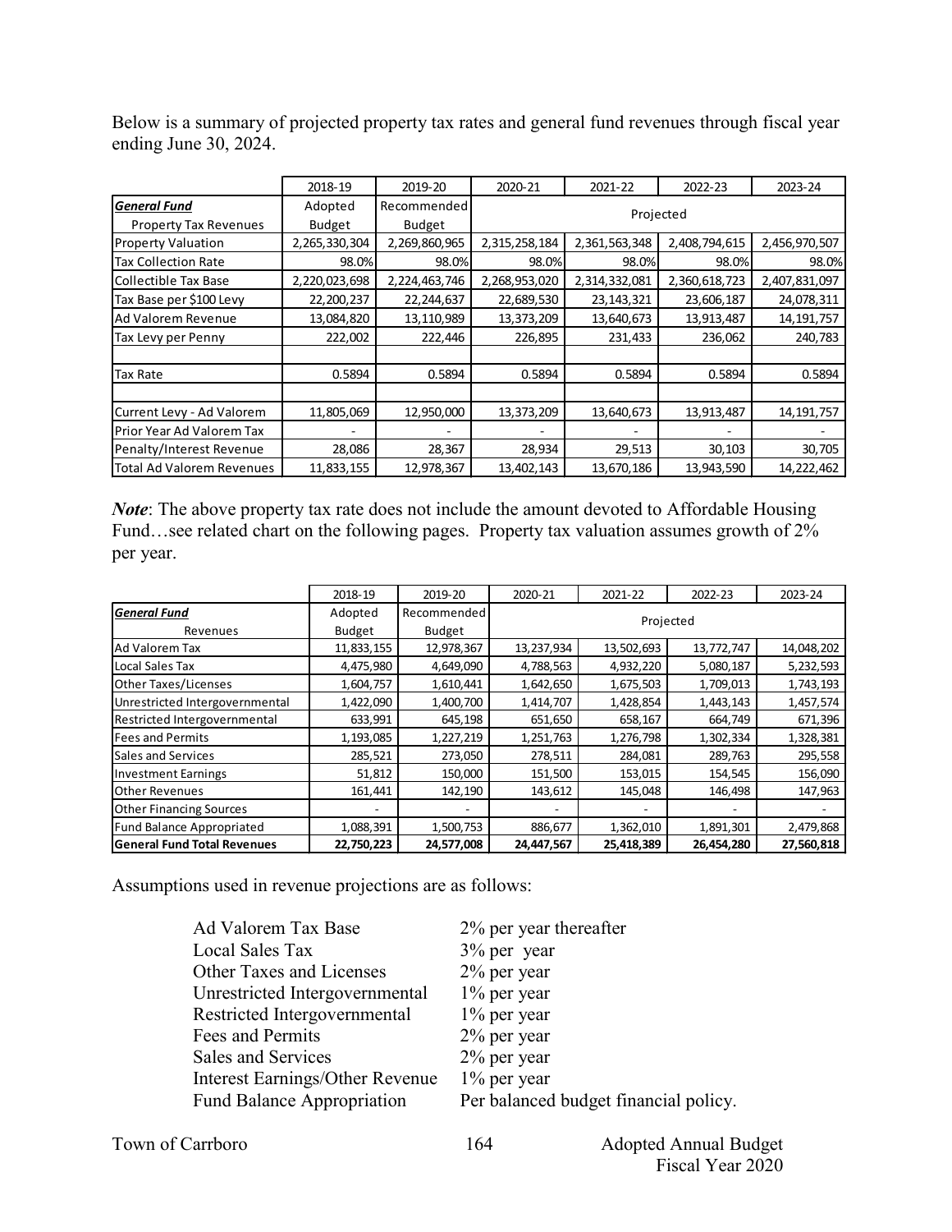Below is a summary of projected property tax rates and general fund revenues through fiscal year ending June 30, 2024.

| | 2018-19 | 2019-20 | 2020-21 | 2021-22 | 2022-23 | 2023-24 |
|---|---|---|---|---|---|---|
| ***General Fund*** | Adopted | Recommended | Projected | | | |
| Property Tax Revenues | Budget | Budget | | | | |
| Property Valuation | 2,265,330,304 | 2,269,860,965 | 2,315,258,184 | 2,361,563,348 | 2,408,794,615 | 2,456,970,507 |
| Tax Collection Rate | 98.0% | 98.0% | 98.0% | 98.0% | 98.0% | 98.0% |
| Collectible Tax Base | 2,220,023,698 | 2,224,463,746 | 2,268,953,020 | 2,314,332,081 | 2,360,618,723 | 2,407,831,097 |
| Tax Base per $100 Levy | 22,200,237 | 22,244,637 | 22,689,530 | 23,143,321 | 23,606,187 | 24,078,311 |
| Ad Valorem Revenue | 13,084,820 | 13,110,989 | 13,373,209 | 13,640,673 | 13,913,487 | 14,191,757 |
| Tax Levy per Penny | 222,002 | 222,446 | 226,895 | 231,433 | 236,062 | 240,783 |
| | | | | | | |
| Tax Rate | 0.5894 | 0.5894 | 0.5894 | 0.5894 | 0.5894 | 0.5894 |
| | | | | | | |
| Current Levy - Ad Valorem | 11,805,069 | 12,950,000 | 13,373,209 | 13,640,673 | 13,913,487 | 14,191,757 |
| Prior Year Ad Valorem Tax | - | - | - | - | - | - |
| Penalty/Interest Revenue | 28,086 | 28,367 | 28,934 | 29,513 | 30,103 | 30,705 |
| Total Ad Valorem Revenues | 11,833,155 | 12,978,367 | 13,402,143 | 13,670,186 | 13,943,590 | 14,222,462 |

***Note***: The above property tax rate does not include the amount devoted to Affordable Housing Fund…see related chart on the following pages. Property tax valuation assumes growth of 2% per year.

| | 2018-19 | 2019-20 | 2020-21 | 2021-22 | 2022-23 | 2023-24 |
|---|---|---|---|---|---|---|
| ***General Fund*** | Adopted | Recommended | Projected | | | |
| Revenues | Budget | Budget | | | | |
| Ad Valorem Tax | 11,833,155 | 12,978,367 | 13,237,934 | 13,502,693 | 13,772,747 | 14,048,202 |
| Local Sales Tax | 4,475,980 | 4,649,090 | 4,788,563 | 4,932,220 | 5,080,187 | 5,232,593 |
| Other Taxes/Licenses | 1,604,757 | 1,610,441 | 1,642,650 | 1,675,503 | 1,709,013 | 1,743,193 |
| Unrestricted Intergovernmental | 1,422,090 | 1,400,700 | 1,414,707 | 1,428,854 | 1,443,143 | 1,457,574 |
| Restricted Intergovernmental | 633,991 | 645,198 | 651,650 | 658,167 | 664,749 | 671,396 |
| Fees and Permits | 1,193,085 | 1,227,219 | 1,251,763 | 1,276,798 | 1,302,334 | 1,328,381 |
| Sales and Services | 285,521 | 273,050 | 278,511 | 284,081 | 289,763 | 295,558 |
| Investment Earnings | 51,812 | 150,000 | 151,500 | 153,015 | 154,545 | 156,090 |
| Other Revenues | 161,441 | 142,190 | 143,612 | 145,048 | 146,498 | 147,963 |
| Other Financing Sources | - | - | - | - | - | - |
| Fund Balance Appropriated | 1,088,391 | 1,500,753 | 886,677 | 1,362,010 | 1,891,301 | 2,479,868 |
| **General Fund Total Revenues** | **22,750,223** | **24,577,008** | **24,447,567** | **25,418,389** | **26,454,280** | **27,560,818** |

Assumptions used in revenue projections are as follows:

| | |
|---|---|
| Ad Valorem Tax Base | 2% per year thereafter |
| Local Sales Tax | 3% per year |
| Other Taxes and Licenses | 2% per year |
| Unrestricted Intergovernmental | 1% per year |
| Restricted Intergovernmental | 1% per year |
| Fees and Permits | 2% per year |
| Sales and Services | 2% per year |
| Interest Earnings/Other Revenue | 1% per year |
| Fund Balance Appropriation | Per balanced budget financial policy. |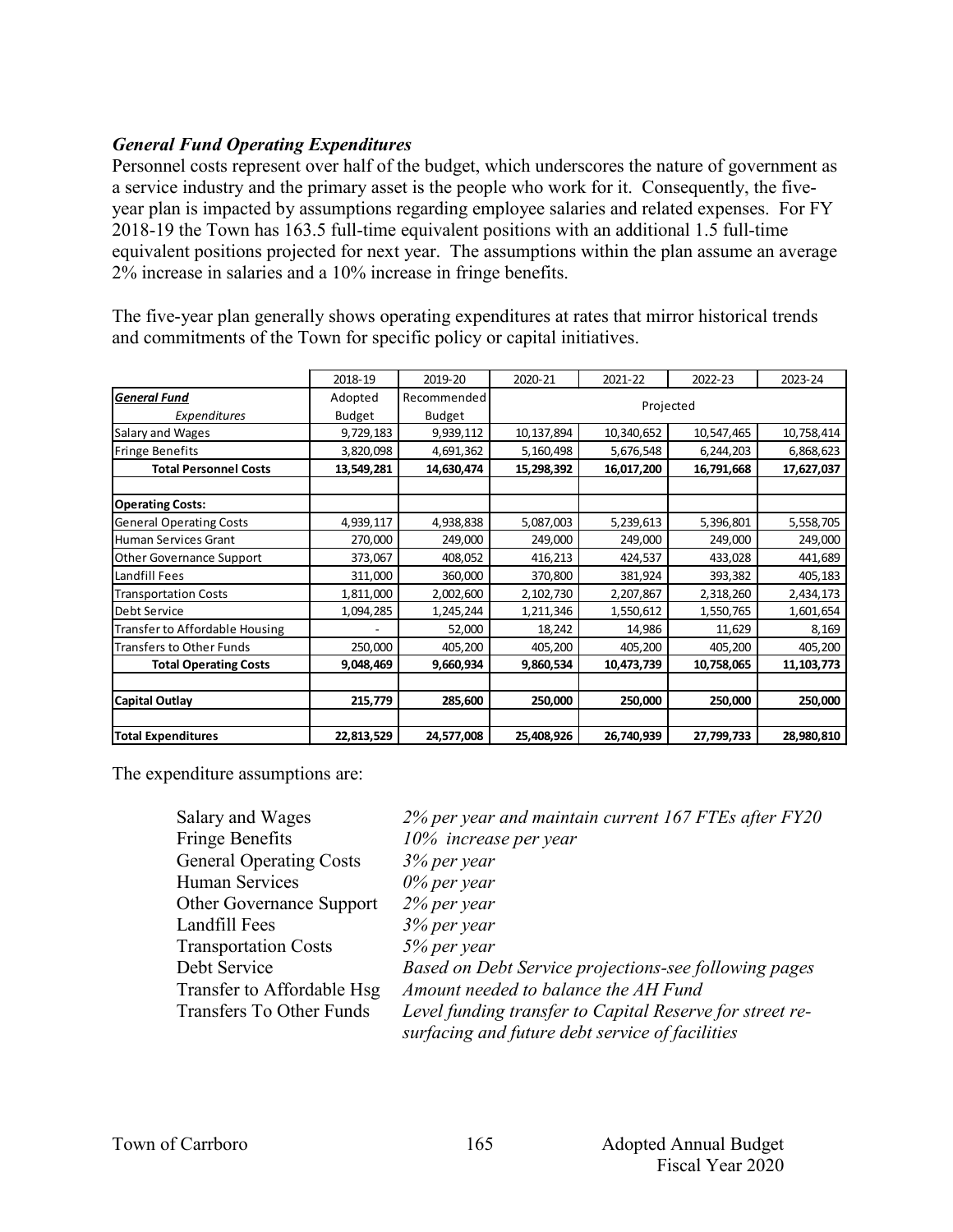### *General Fund Operating Expenditures*

Personnel costs represent over half of the budget, which underscores the nature of government as a service industry and the primary asset is the people who work for it. Consequently, the five-year plan is impacted by assumptions regarding employee salaries and related expenses. For FY 2018-19 the Town has 163.5 full-time equivalent positions with an additional 1.5 full-time equivalent positions projected for next year. The assumptions within the plan assume an average 2% increase in salaries and a 10% increase in fringe benefits.

The five-year plan generally shows operating expenditures at rates that mirror historical trends and commitments of the Town for specific policy or capital initiatives.

| | 2018-19 | 2019-20 | 2020-21 | 2021-22 | 2022-23 | 2023-24 |
|---|---|---|---|---|---|---|
| ***General Fund*** | Adopted | Recommended | Projected | | | |
| *Expenditures* | Budget | Budget | | | | |
| Salary and Wages | 9,729,183 | 9,939,112 | 10,137,894 | 10,340,652 | 10,547,465 | 10,758,414 |
| Fringe Benefits | 3,820,098 | 4,691,362 | 5,160,498 | 5,676,548 | 6,244,203 | 6,868,623 |
| **Total Personnel Costs** | **13,549,281** | **14,630,474** | **15,298,392** | **16,017,200** | **16,791,668** | **17,627,037** |
| | | | | | | |
| **Operating Costs:** | | | | | | |
| General Operating Costs | 4,939,117 | 4,938,838 | 5,087,003 | 5,239,613 | 5,396,801 | 5,558,705 |
| Human Services Grant | 270,000 | 249,000 | 249,000 | 249,000 | 249,000 | 249,000 |
| Other Governance Support | 373,067 | 408,052 | 416,213 | 424,537 | 433,028 | 441,689 |
| Landfill Fees | 311,000 | 360,000 | 370,800 | 381,924 | 393,382 | 405,183 |
| Transportation Costs | 1,811,000 | 2,002,600 | 2,102,730 | 2,207,867 | 2,318,260 | 2,434,173 |
| Debt Service | 1,094,285 | 1,245,244 | 1,211,346 | 1,550,612 | 1,550,765 | 1,601,654 |
| Transfer to Affordable Housing | - | 52,000 | 18,242 | 14,986 | 11,629 | 8,169 |
| Transfers to Other Funds | 250,000 | 405,200 | 405,200 | 405,200 | 405,200 | 405,200 |
| **Total Operating Costs** | **9,048,469** | **9,660,934** | **9,860,534** | **10,473,739** | **10,758,065** | **11,103,773** |
| | | | | | | |
| **Capital Outlay** | **215,779** | **285,600** | **250,000** | **250,000** | **250,000** | **250,000** |
| | | | | | | |
| **Total Expenditures** | **22,813,529** | **24,577,008** | **25,408,926** | **26,740,939** | **27,799,733** | **28,980,810** |

The expenditure assumptions are:

| | |
|---|---|
| Salary and Wages | *2% per year and maintain current 167 FTEs after FY20* |
| Fringe Benefits | *10% increase per year* |
| General Operating Costs | *3% per year* |
| Human Services | *0% per year* |
| Other Governance Support | *2% per year* |
| Landfill Fees | *3% per year* |
| Transportation Costs | *5% per year* |
| Debt Service | *Based on Debt Service projections-see following pages* |
| Transfer to Affordable Hsg | *Amount needed to balance the AH Fund* |
| Transfers To Other Funds | *Level funding transfer to Capital Reserve for street re-surfacing and future debt service of facilities* |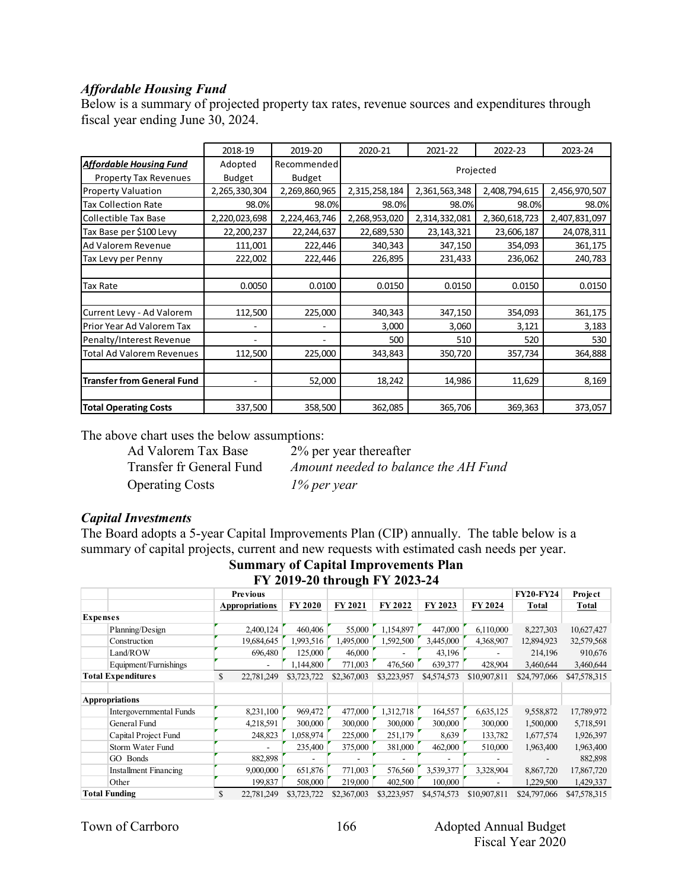### *Affordable Housing Fund*

Below is a summary of projected property tax rates, revenue sources and expenditures through fiscal year ending June 30, 2024.

| | 2018-19 | 2019-20 | 2020-21 | 2021-22 | 2022-23 | 2023-24 |
|---|---|---|---|---|---|---|
| ***Affordable Housing Fund*** | Adopted | Recommended | Projected | | | |
| Property Tax Revenues | Budget | Budget | | | | |
| Property Valuation | 2,265,330,304 | 2,269,860,965 | 2,315,258,184 | 2,361,563,348 | 2,408,794,615 | 2,456,970,507 |
| Tax Collection Rate | 98.0% | 98.0% | 98.0% | 98.0% | 98.0% | 98.0% |
| Collectible Tax Base | 2,220,023,698 | 2,224,463,746 | 2,268,953,020 | 2,314,332,081 | 2,360,618,723 | 2,407,831,097 |
| Tax Base per $100 Levy | 22,200,237 | 22,244,637 | 22,689,530 | 23,143,321 | 23,606,187 | 24,078,311 |
| Ad Valorem Revenue | 111,001 | 222,446 | 340,343 | 347,150 | 354,093 | 361,175 |
| Tax Levy per Penny | 222,002 | 222,446 | 226,895 | 231,433 | 236,062 | 240,783 |
| | | | | | | |
| Tax Rate | 0.0050 | 0.0100 | 0.0150 | 0.0150 | 0.0150 | 0.0150 |
| | | | | | | |
| Current Levy - Ad Valorem | 112,500 | 225,000 | 340,343 | 347,150 | 354,093 | 361,175 |
| Prior Year Ad Valorem Tax | - | - | 3,000 | 3,060 | 3,121 | 3,183 |
| Penalty/Interest Revenue | - | - | 500 | 510 | 520 | 530 |
| Total Ad Valorem Revenues | 112,500 | 225,000 | 343,843 | 350,720 | 357,734 | 364,888 |
| | | | | | | |
| **Transfer from General Fund** | - | 52,000 | 18,242 | 14,986 | 11,629 | 8,169 |
| | | | | | | |
| **Total Operating Costs** | 337,500 | 358,500 | 362,085 | 365,706 | 369,363 | 373,057 |

The above chart uses the below assumptions:

| | |
|---|---|
| Ad Valorem Tax Base | 2% per year thereafter |
| Transfer fr General Fund | *Amount needed to balance the AH Fund* |
| Operating Costs | *1% per year* |

### *Capital Investments*

The Board adopts a 5-year Capital Improvements Plan (CIP) annually. The table below is a summary of capital projects, current and new requests with estimated cash needs per year.

**Summary of Capital Improvements Plan**
**FY 2019-20 through FY 2023-24**

| | Previous Appropriations | FY 2020 | FY 2021 | FY 2022 | FY 2023 | FY 2024 | FY20-FY24 Total | Project Total |
|---|---|---|---|---|---|---|---|---|
| **Expenses** | | | | | | | | |
| Planning/Design | 2,400,124 | 460,406 | 55,000 | 1,154,897 | 447,000 | 6,110,000 | 8,227,303 | 10,627,427 |
| Construction | 19,684,645 | 1,993,516 | 1,495,000 | 1,592,500 | 3,445,000 | 4,368,907 | 12,894,923 | 32,579,568 |
| Land/ROW | 696,480 | 125,000 | 46,000 | - | 43,196 | - | 214,196 | 910,676 |
| Equipment/Furnishings | - | 1,144,800 | 771,003 | 476,560 | 639,377 | 428,904 | 3,460,644 | 3,460,644 |
| **Total Expenditures** | $ 22,781,249 | $3,723,722 | $2,367,003 | $3,223,957 | $4,574,573 | $10,907,811 | $24,797,066 | $47,578,315 |
| | | | | | | | | |
| **Appropriations** | | | | | | | | |
| Intergovernmental Funds | 8,231,100 | 969,472 | 477,000 | 1,312,718 | 164,557 | 6,635,125 | 9,558,872 | 17,789,972 |
| General Fund | 4,218,591 | 300,000 | 300,000 | 300,000 | 300,000 | 300,000 | 1,500,000 | 5,718,591 |
| Capital Project Fund | 248,823 | 1,058,974 | 225,000 | 251,179 | 8,639 | 133,782 | 1,677,574 | 1,926,397 |
| Storm Water Fund | - | 235,400 | 375,000 | 381,000 | 462,000 | 510,000 | 1,963,400 | 1,963,400 |
| GO Bonds | 882,898 | - | - | - | - | - | - | 882,898 |
| Installment Financing | 9,000,000 | 651,876 | 771,003 | 576,560 | 3,539,377 | 3,328,904 | 8,867,720 | 17,867,720 |
| Other | 199,837 | 508,000 | 219,000 | 402,500 | 100,000 | - | 1,229,500 | 1,429,337 |
| **Total Funding** | $ 22,781,249 | $3,723,722 | $2,367,003 | $3,223,957 | $4,574,573 | $10,907,811 | $24,797,066 | $47,578,315 |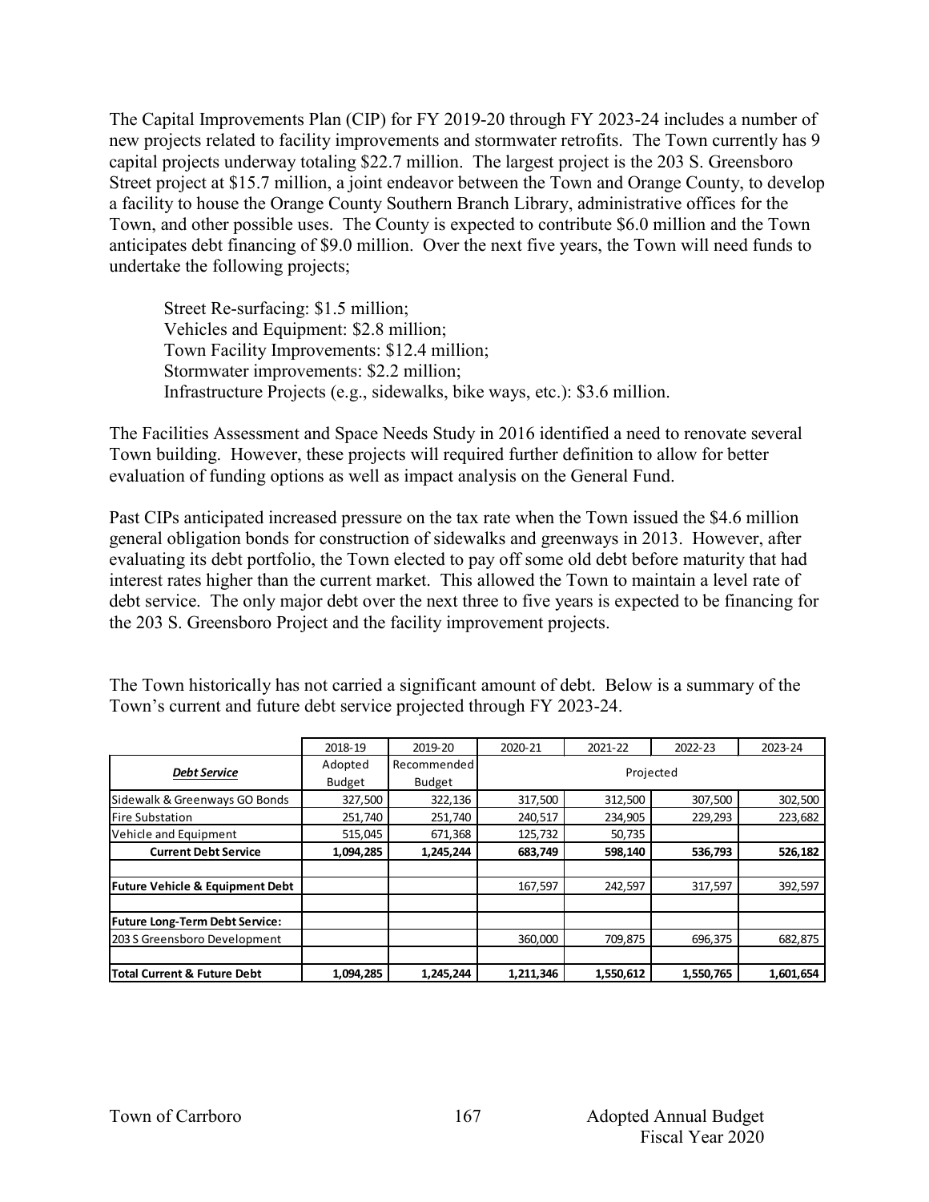The Capital Improvements Plan (CIP) for FY 2019-20 through FY 2023-24 includes a number of new projects related to facility improvements and stormwater retrofits. The Town currently has 9 capital projects underway totaling \$22.7 million. The largest project is the 203 S. Greensboro Street project at \$15.7 million, a joint endeavor between the Town and Orange County, to develop a facility to house the Orange County Southern Branch Library, administrative offices for the Town, and other possible uses. The County is expected to contribute \$6.0 million and the Town anticipates debt financing of \$9.0 million. Over the next five years, the Town will need funds to undertake the following projects;

Street Re-surfacing: \$1.5 million;
Vehicles and Equipment: \$2.8 million;
Town Facility Improvements: \$12.4 million;
Stormwater improvements: \$2.2 million;
Infrastructure Projects (e.g., sidewalks, bike ways, etc.): \$3.6 million.

The Facilities Assessment and Space Needs Study in 2016 identified a need to renovate several Town building. However, these projects will required further definition to allow for better evaluation of funding options as well as impact analysis on the General Fund.

Past CIPs anticipated increased pressure on the tax rate when the Town issued the \$4.6 million general obligation bonds for construction of sidewalks and greenways in 2013. However, after evaluating its debt portfolio, the Town elected to pay off some old debt before maturity that had interest rates higher than the current market. This allowed the Town to maintain a level rate of debt service. The only major debt over the next three to five years is expected to be financing for the 203 S. Greensboro Project and the facility improvement projects.

The Town historically has not carried a significant amount of debt. Below is a summary of the Town's current and future debt service projected through FY 2023-24.

| | 2018-19 | 2019-20 | 2020-21 | 2021-22 | 2022-23 | 2023-24 |
|---|---|---|---|---|---|---|
| ***Debt Service*** | Adopted Budget | Recommended Budget | Projected | | | |
| Sidewalk & Greenways GO Bonds | 327,500 | 322,136 | 317,500 | 312,500 | 307,500 | 302,500 |
| Fire Substation | 251,740 | 251,740 | 240,517 | 234,905 | 229,293 | 223,682 |
| Vehicle and Equipment | 515,045 | 671,368 | 125,732 | 50,735 | | |
| **Current Debt Service** | **1,094,285** | **1,245,244** | **683,749** | **598,140** | **536,793** | **526,182** |
| | | | | | | |
| **Future Vehicle & Equipment Debt** | | | 167,597 | 242,597 | 317,597 | 392,597 |
| | | | | | | |
| **Future Long-Term Debt Service:** | | | | | | |
| 203 S Greensboro Development | | | 360,000 | 709,875 | 696,375 | 682,875 |
| | | | | | | |
| **Total Current & Future Debt** | **1,094,285** | **1,245,244** | **1,211,346** | **1,550,612** | **1,550,765** | **1,601,654** |